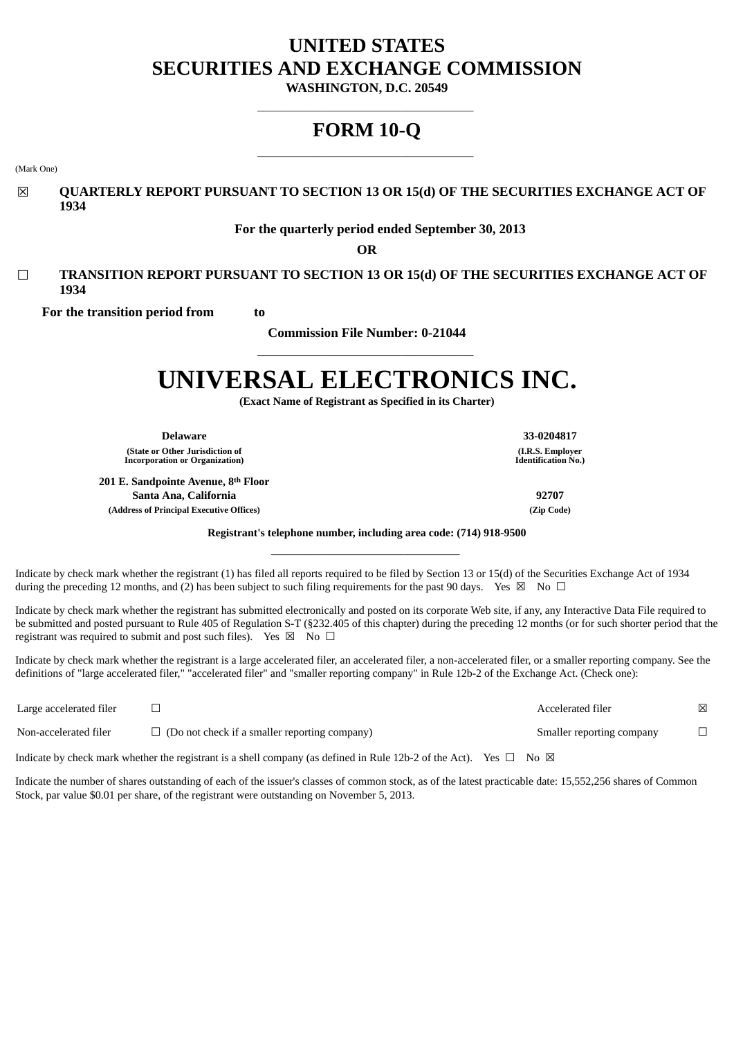# UNITED STATES
# SECURITIES AND EXCHANGE COMMISSION

**WASHINGTON, D.C. 20549**

---

# FORM 10-Q

---

(Mark One)

☒ **QUARTERLY REPORT PURSUANT TO SECTION 13 OR 15(d) OF THE SECURITIES EXCHANGE ACT OF 1934**

**For the quarterly period ended September 30, 2013**

**OR**

☐ **TRANSITION REPORT PURSUANT TO SECTION 13 OR 15(d) OF THE SECURITIES EXCHANGE ACT OF 1934**

**For the transition period from to**

**Commission File Number: 0-21044**

---

# UNIVERSAL ELECTRONICS INC.

**(Exact Name of Registrant as Specified in its Charter)**

| | |
|---|---|
| **Delaware** | **33-0204817** |
| **(State or Other Jurisdiction of Incorporation or Organization)** | **(I.R.S. Employer Identification No.)** |
| **201 E. Sandpointe Avenue, 8th Floor Santa Ana, California** | **92707** |
| **(Address of Principal Executive Offices)** | **(Zip Code)** |

**Registrant's telephone number, including area code: (714) 918-9500**

---

Indicate by check mark whether the registrant (1) has filed all reports required to be filed by Section 13 or 15(d) of the Securities Exchange Act of 1934 during the preceding 12 months, and (2) has been subject to such filing requirements for the past 90 days. Yes ☒ No ☐

Indicate by check mark whether the registrant has submitted electronically and posted on its corporate Web site, if any, any Interactive Data File required to be submitted and posted pursuant to Rule 405 of Regulation S-T (§232.405 of this chapter) during the preceding 12 months (or for such shorter period that the registrant was required to submit and post such files). Yes ☒ No ☐

Indicate by check mark whether the registrant is a large accelerated filer, an accelerated filer, a non-accelerated filer, or a smaller reporting company. See the definitions of "large accelerated filer," "accelerated filer" and "smaller reporting company" in Rule 12b-2 of the Exchange Act. (Check one):

| | | | |
|---|---|---|---|
| Large accelerated filer | ☐ | Accelerated filer | ☒ |
| Non-accelerated filer | ☐ (Do not check if a smaller reporting company) | Smaller reporting company | ☐ |

Indicate by check mark whether the registrant is a shell company (as defined in Rule 12b-2 of the Act). Yes ☐ No ☒

Indicate the number of shares outstanding of each of the issuer's classes of common stock, as of the latest practicable date: 15,552,256 shares of Common Stock, par value $0.01 per share, of the registrant were outstanding on November 5, 2013.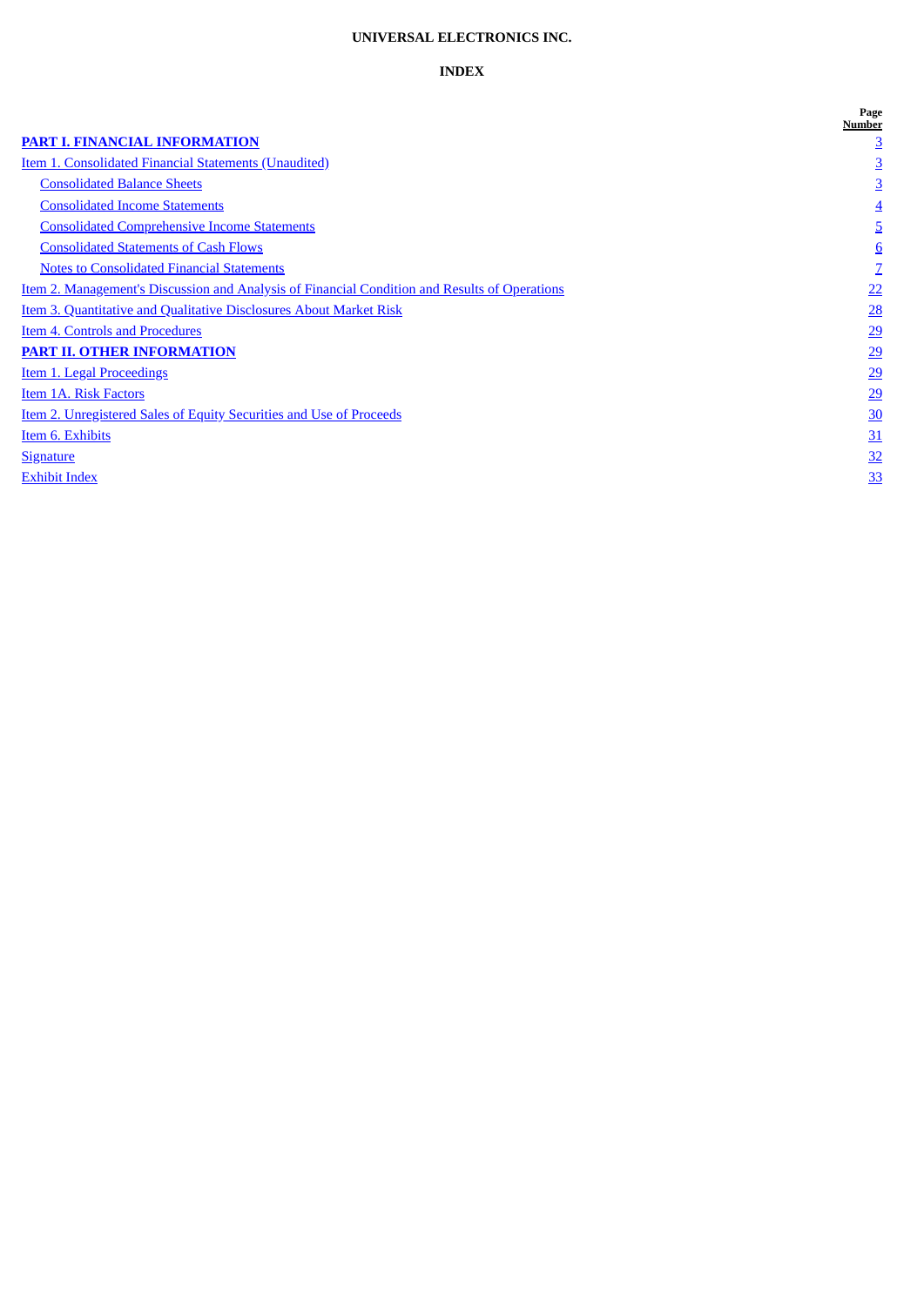**UNIVERSAL ELECTRONICS INC.**

**INDEX**

| | Page Number |
|---|---|
| **PART I. FINANCIAL INFORMATION** | 3 |
| Item 1. Consolidated Financial Statements (Unaudited) | 3 |
| Consolidated Balance Sheets | 3 |
| Consolidated Income Statements | 4 |
| Consolidated Comprehensive Income Statements | 5 |
| Consolidated Statements of Cash Flows | 6 |
| Notes to Consolidated Financial Statements | 7 |
| Item 2. Management's Discussion and Analysis of Financial Condition and Results of Operations | 22 |
| Item 3. Quantitative and Qualitative Disclosures About Market Risk | 28 |
| Item 4. Controls and Procedures | 29 |
| **PART II. OTHER INFORMATION** | 29 |
| Item 1. Legal Proceedings | 29 |
| Item 1A. Risk Factors | 29 |
| Item 2. Unregistered Sales of Equity Securities and Use of Proceeds | 30 |
| Item 6. Exhibits | 31 |
| Signature | 32 |
| Exhibit Index | 33 |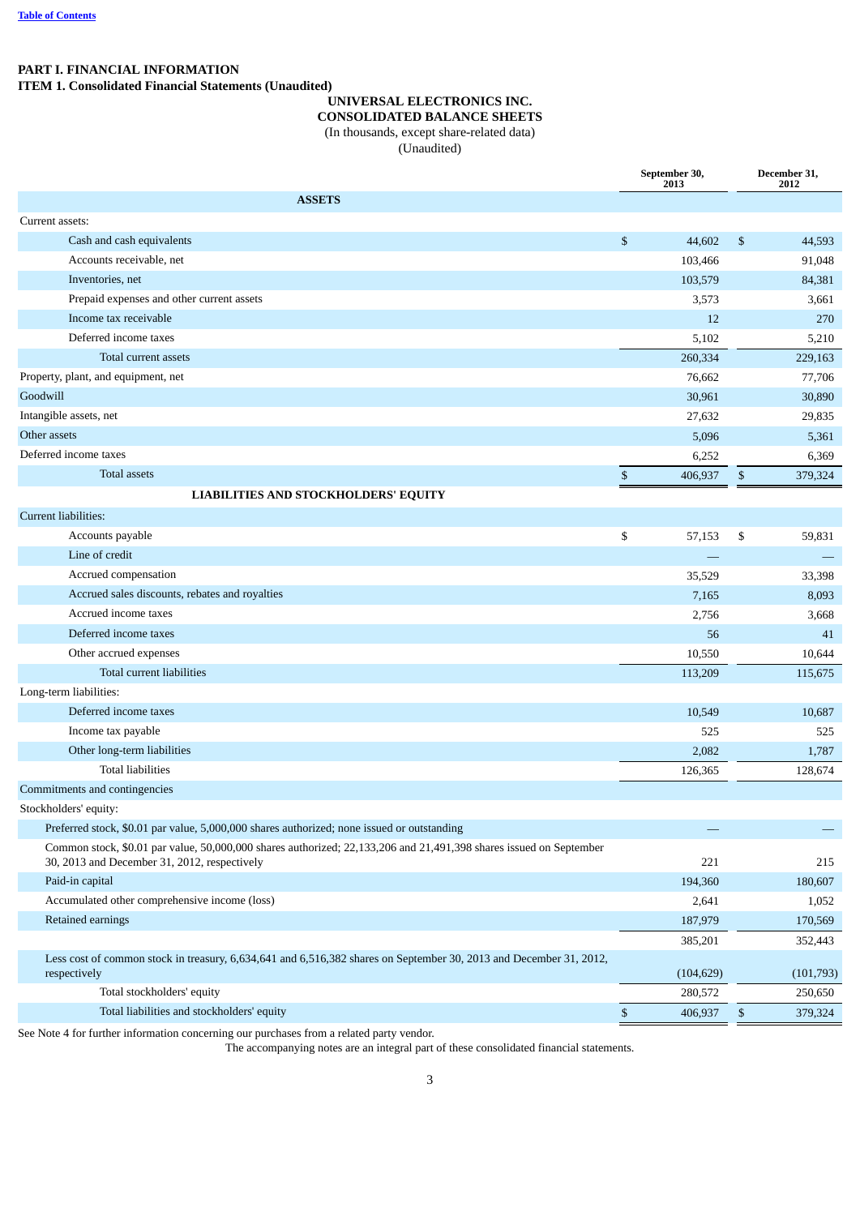**PART I. FINANCIAL INFORMATION**

**ITEM 1. Consolidated Financial Statements (Unaudited)**

**UNIVERSAL ELECTRONICS INC.**

**CONSOLIDATED BALANCE SHEETS**

(In thousands, except share-related data)

(Unaudited)

| | September 30, 2013 | December 31, 2012 |
|---|---|---|
| **ASSETS** | | |
| Current assets: | | |
| Cash and cash equivalents | $ 44,602 | $ 44,593 |
| Accounts receivable, net | 103,466 | 91,048 |
| Inventories, net | 103,579 | 84,381 |
| Prepaid expenses and other current assets | 3,573 | 3,661 |
| Income tax receivable | 12 | 270 |
| Deferred income taxes | 5,102 | 5,210 |
| Total current assets | 260,334 | 229,163 |
| Property, plant, and equipment, net | 76,662 | 77,706 |
| Goodwill | 30,961 | 30,890 |
| Intangible assets, net | 27,632 | 29,835 |
| Other assets | 5,096 | 5,361 |
| Deferred income taxes | 6,252 | 6,369 |
| Total assets | $ 406,937 | $ 379,324 |
| **LIABILITIES AND STOCKHOLDERS' EQUITY** | | |
| Current liabilities: | | |
| Accounts payable | $ 57,153 | $ 59,831 |
| Line of credit | — | — |
| Accrued compensation | 35,529 | 33,398 |
| Accrued sales discounts, rebates and royalties | 7,165 | 8,093 |
| Accrued income taxes | 2,756 | 3,668 |
| Deferred income taxes | 56 | 41 |
| Other accrued expenses | 10,550 | 10,644 |
| Total current liabilities | 113,209 | 115,675 |
| Long-term liabilities: | | |
| Deferred income taxes | 10,549 | 10,687 |
| Income tax payable | 525 | 525 |
| Other long-term liabilities | 2,082 | 1,787 |
| Total liabilities | 126,365 | 128,674 |
| Commitments and contingencies | | |
| Stockholders' equity: | | |
| Preferred stock, $0.01 par value, 5,000,000 shares authorized; none issued or outstanding | — | — |
| Common stock, $0.01 par value, 50,000,000 shares authorized; 22,133,206 and 21,491,398 shares issued on September 30, 2013 and December 31, 2012, respectively | 221 | 215 |
| Paid-in capital | 194,360 | 180,607 |
| Accumulated other comprehensive income (loss) | 2,641 | 1,052 |
| Retained earnings | 187,979 | 170,569 |
| | 385,201 | 352,443 |
| Less cost of common stock in treasury, 6,634,641 and 6,516,382 shares on September 30, 2013 and December 31, 2012, respectively | (104,629) | (101,793) |
| Total stockholders' equity | 280,572 | 250,650 |
| Total liabilities and stockholders' equity | $ 406,937 | $ 379,324 |

See Note 4 for further information concerning our purchases from a related party vendor.

The accompanying notes are an integral part of these consolidated financial statements.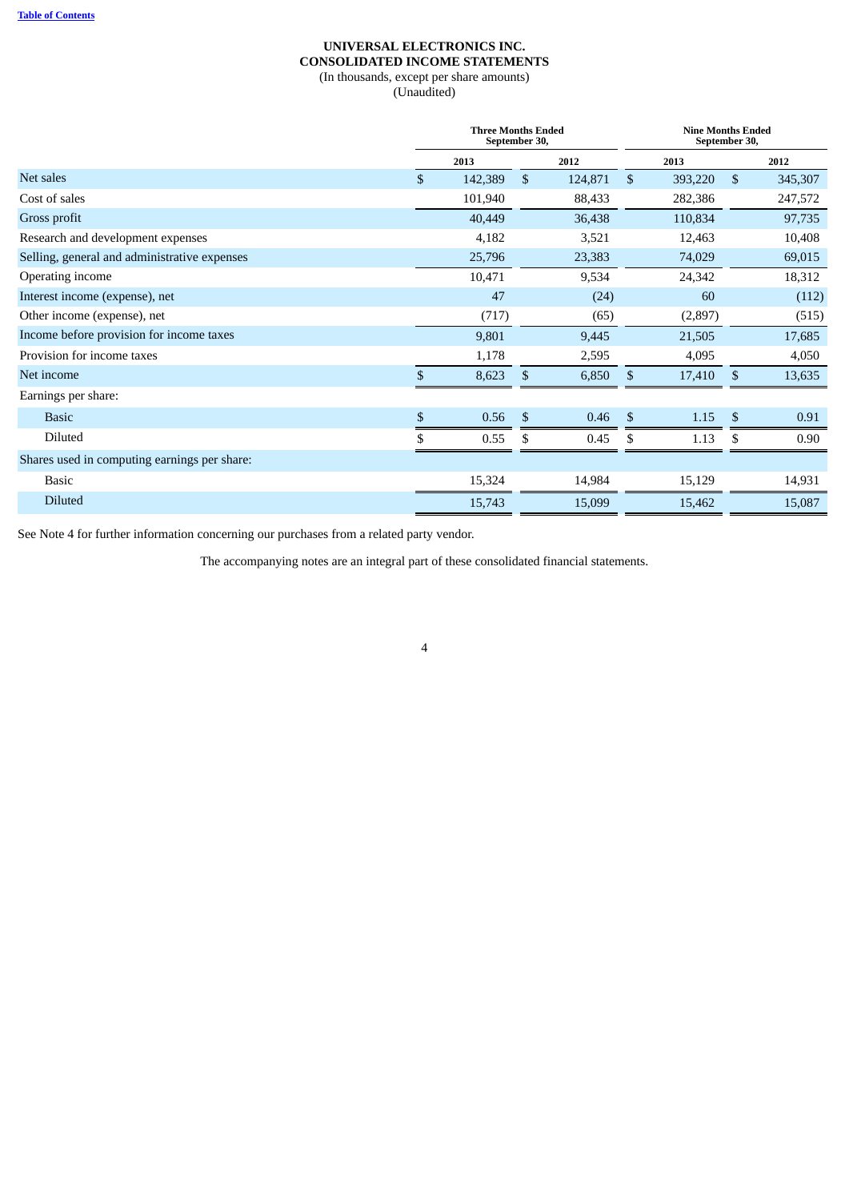[Table of Contents](#)

# UNIVERSAL ELECTRONICS INC.
## CONSOLIDATED INCOME STATEMENTS
(In thousands, except per share amounts)
(Unaudited)

| | Three Months Ended September 30, | | Nine Months Ended September 30, | |
|---|---|---|---|---|
| | 2013 | 2012 | 2013 | 2012 |
| Net sales | $ 142,389 | $ 124,871 | $ 393,220 | $ 345,307 |
| Cost of sales | 101,940 | 88,433 | 282,386 | 247,572 |
| Gross profit | 40,449 | 36,438 | 110,834 | 97,735 |
| Research and development expenses | 4,182 | 3,521 | 12,463 | 10,408 |
| Selling, general and administrative expenses | 25,796 | 23,383 | 74,029 | 69,015 |
| Operating income | 10,471 | 9,534 | 24,342 | 18,312 |
| Interest income (expense), net | 47 | (24) | 60 | (112) |
| Other income (expense), net | (717) | (65) | (2,897) | (515) |
| Income before provision for income taxes | 9,801 | 9,445 | 21,505 | 17,685 |
| Provision for income taxes | 1,178 | 2,595 | 4,095 | 4,050 |
| Net income | $ 8,623 | $ 6,850 | $ 17,410 | $ 13,635 |
| Earnings per share: | | | | |
| Basic | $ 0.56 | $ 0.46 | $ 1.15 | $ 0.91 |
| Diluted | $ 0.55 | $ 0.45 | $ 1.13 | $ 0.90 |
| Shares used in computing earnings per share: | | | | |
| Basic | 15,324 | 14,984 | 15,129 | 14,931 |
| Diluted | 15,743 | 15,099 | 15,462 | 15,087 |

See Note 4 for further information concerning our purchases from a related party vendor.

The accompanying notes are an integral part of these consolidated financial statements.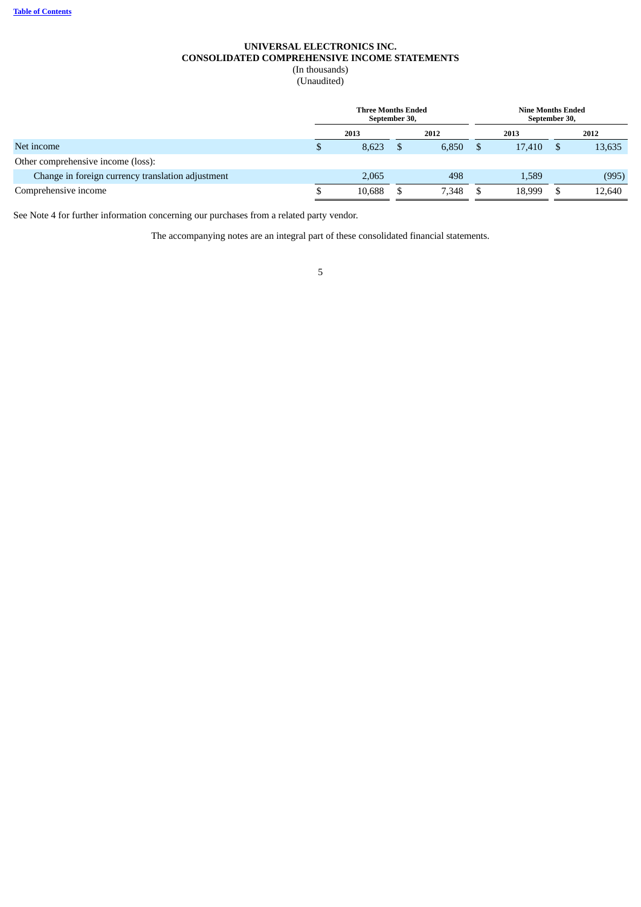**Table of Contents**

# UNIVERSAL ELECTRONICS INC.
## CONSOLIDATED COMPREHENSIVE INCOME STATEMENTS
(In thousands)
(Unaudited)

| | Three Months Ended September 30, | | Nine Months Ended September 30, | |
|---|---|---|---|---|
| | 2013 | 2012 | 2013 | 2012 |
| Net income | $ 8,623 | $ 6,850 | $ 17,410 | $ 13,635 |
| Other comprehensive income (loss): | | | | |
| Change in foreign currency translation adjustment | 2,065 | 498 | 1,589 | (995) |
| Comprehensive income | $ 10,688 | $ 7,348 | $ 18,999 | $ 12,640 |

See Note 4 for further information concerning our purchases from a related party vendor.

The accompanying notes are an integral part of these consolidated financial statements.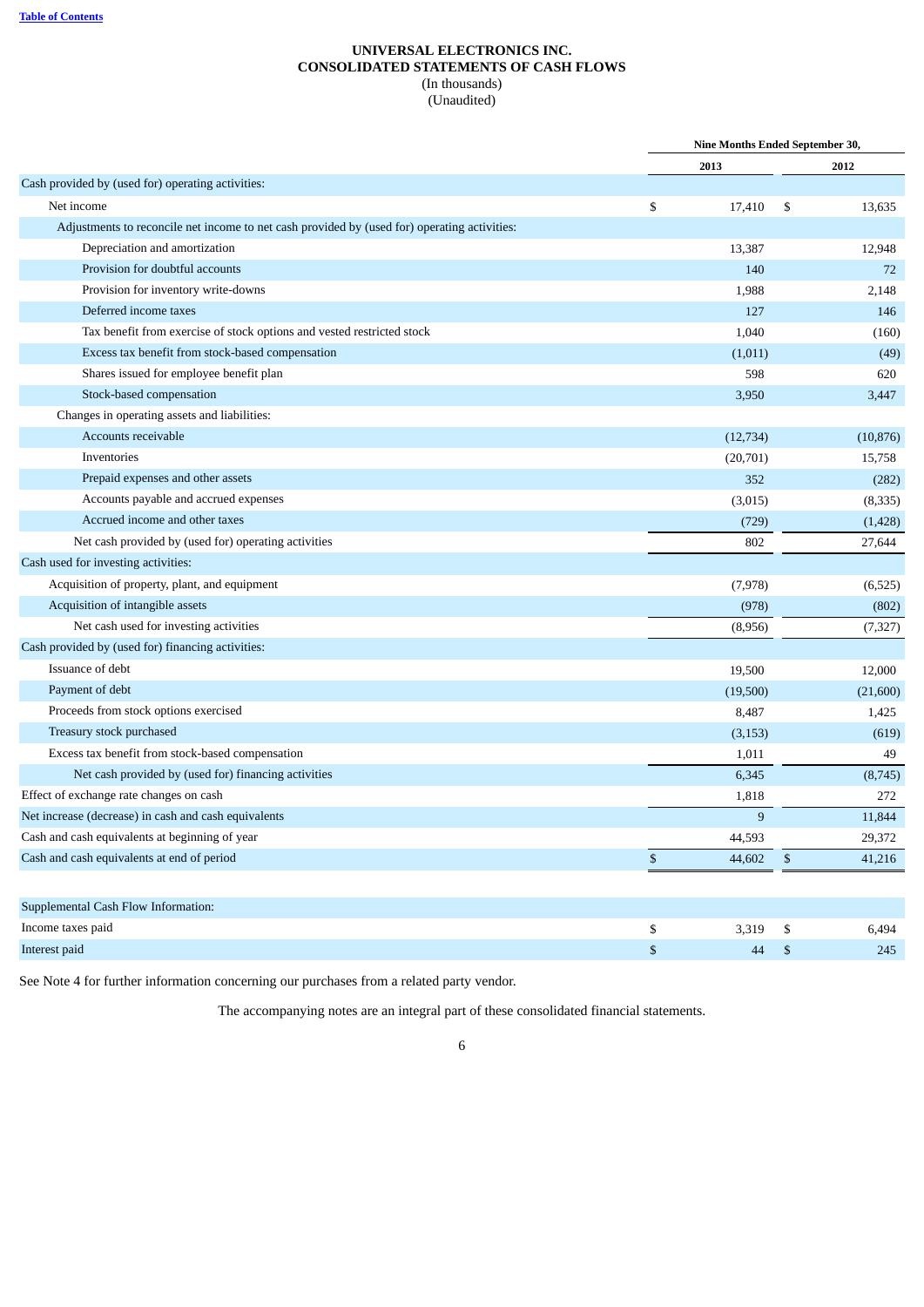[Table of Contents]

**UNIVERSAL ELECTRONICS INC.**
**CONSOLIDATED STATEMENTS OF CASH FLOWS**
(In thousands)
(Unaudited)

| | Nine Months Ended September 30, | |
|---|---|---|
| | 2013 | 2012 |
| Cash provided by (used for) operating activities: | | |
| Net income | $ 17,410 | $ 13,635 |
| Adjustments to reconcile net income to net cash provided by (used for) operating activities: | | |
| Depreciation and amortization | 13,387 | 12,948 |
| Provision for doubtful accounts | 140 | 72 |
| Provision for inventory write-downs | 1,988 | 2,148 |
| Deferred income taxes | 127 | 146 |
| Tax benefit from exercise of stock options and vested restricted stock | 1,040 | (160) |
| Excess tax benefit from stock-based compensation | (1,011) | (49) |
| Shares issued for employee benefit plan | 598 | 620 |
| Stock-based compensation | 3,950 | 3,447 |
| Changes in operating assets and liabilities: | | |
| Accounts receivable | (12,734) | (10,876) |
| Inventories | (20,701) | 15,758 |
| Prepaid expenses and other assets | 352 | (282) |
| Accounts payable and accrued expenses | (3,015) | (8,335) |
| Accrued income and other taxes | (729) | (1,428) |
| Net cash provided by (used for) operating activities | 802 | 27,644 |
| Cash used for investing activities: | | |
| Acquisition of property, plant, and equipment | (7,978) | (6,525) |
| Acquisition of intangible assets | (978) | (802) |
| Net cash used for investing activities | (8,956) | (7,327) |
| Cash provided by (used for) financing activities: | | |
| Issuance of debt | 19,500 | 12,000 |
| Payment of debt | (19,500) | (21,600) |
| Proceeds from stock options exercised | 8,487 | 1,425 |
| Treasury stock purchased | (3,153) | (619) |
| Excess tax benefit from stock-based compensation | 1,011 | 49 |
| Net cash provided by (used for) financing activities | 6,345 | (8,745) |
| Effect of exchange rate changes on cash | 1,818 | 272 |
| Net increase (decrease) in cash and cash equivalents | 9 | 11,844 |
| Cash and cash equivalents at beginning of year | 44,593 | 29,372 |
| Cash and cash equivalents at end of period | $ 44,602 | $ 41,216 |

| Supplemental Cash Flow Information: | | |
|---|---|---|
| Income taxes paid | $ 3,319 | $ 6,494 |
| Interest paid | $ 44 | $ 245 |

See Note 4 for further information concerning our purchases from a related party vendor.

The accompanying notes are an integral part of these consolidated financial statements.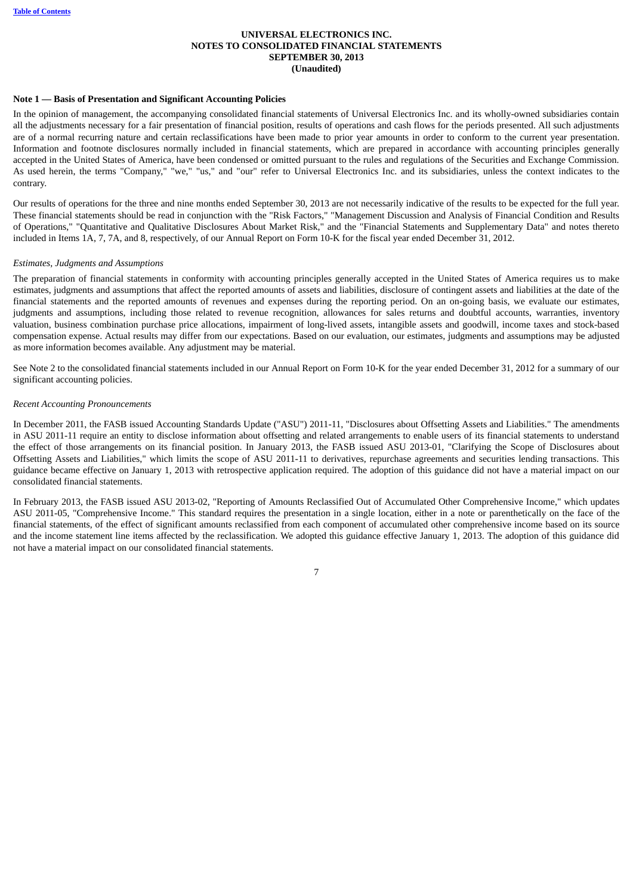**UNIVERSAL ELECTRONICS INC.**
**NOTES TO CONSOLIDATED FINANCIAL STATEMENTS**
**SEPTEMBER 30, 2013**
**(Unaudited)**

**Note 1 — Basis of Presentation and Significant Accounting Policies**

In the opinion of management, the accompanying consolidated financial statements of Universal Electronics Inc. and its wholly-owned subsidiaries contain all the adjustments necessary for a fair presentation of financial position, results of operations and cash flows for the periods presented. All such adjustments are of a normal recurring nature and certain reclassifications have been made to prior year amounts in order to conform to the current year presentation. Information and footnote disclosures normally included in financial statements, which are prepared in accordance with accounting principles generally accepted in the United States of America, have been condensed or omitted pursuant to the rules and regulations of the Securities and Exchange Commission. As used herein, the terms "Company," "we," "us," and "our" refer to Universal Electronics Inc. and its subsidiaries, unless the context indicates to the contrary.

Our results of operations for the three and nine months ended September 30, 2013 are not necessarily indicative of the results to be expected for the full year. These financial statements should be read in conjunction with the "Risk Factors," "Management Discussion and Analysis of Financial Condition and Results of Operations," "Quantitative and Qualitative Disclosures About Market Risk," and the "Financial Statements and Supplementary Data" and notes thereto included in Items 1A, 7, 7A, and 8, respectively, of our Annual Report on Form 10-K for the fiscal year ended December 31, 2012.

*Estimates, Judgments and Assumptions*

The preparation of financial statements in conformity with accounting principles generally accepted in the United States of America requires us to make estimates, judgments and assumptions that affect the reported amounts of assets and liabilities, disclosure of contingent assets and liabilities at the date of the financial statements and the reported amounts of revenues and expenses during the reporting period. On an on-going basis, we evaluate our estimates, judgments and assumptions, including those related to revenue recognition, allowances for sales returns and doubtful accounts, warranties, inventory valuation, business combination purchase price allocations, impairment of long-lived assets, intangible assets and goodwill, income taxes and stock-based compensation expense. Actual results may differ from our expectations. Based on our evaluation, our estimates, judgments and assumptions may be adjusted as more information becomes available. Any adjustment may be material.

See Note 2 to the consolidated financial statements included in our Annual Report on Form 10-K for the year ended December 31, 2012 for a summary of our significant accounting policies.

*Recent Accounting Pronouncements*

In December 2011, the FASB issued Accounting Standards Update ("ASU") 2011-11, "Disclosures about Offsetting Assets and Liabilities." The amendments in ASU 2011-11 require an entity to disclose information about offsetting and related arrangements to enable users of its financial statements to understand the effect of those arrangements on its financial position. In January 2013, the FASB issued ASU 2013-01, "Clarifying the Scope of Disclosures about Offsetting Assets and Liabilities," which limits the scope of ASU 2011-11 to derivatives, repurchase agreements and securities lending transactions. This guidance became effective on January 1, 2013 with retrospective application required. The adoption of this guidance did not have a material impact on our consolidated financial statements.

In February 2013, the FASB issued ASU 2013-02, "Reporting of Amounts Reclassified Out of Accumulated Other Comprehensive Income," which updates ASU 2011-05, "Comprehensive Income." This standard requires the presentation in a single location, either in a note or parenthetically on the face of the financial statements, of the effect of significant amounts reclassified from each component of accumulated other comprehensive income based on its source and the income statement line items affected by the reclassification. We adopted this guidance effective January 1, 2013. The adoption of this guidance did not have a material impact on our consolidated financial statements.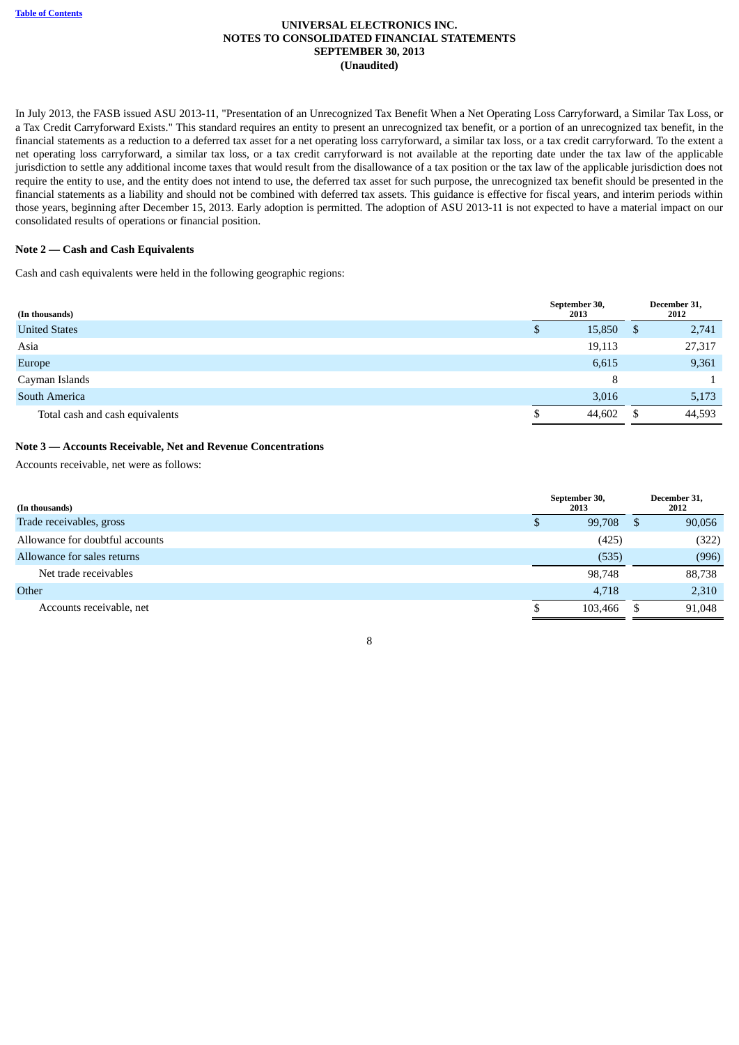In July 2013, the FASB issued ASU 2013-11, "Presentation of an Unrecognized Tax Benefit When a Net Operating Loss Carryforward, a Similar Tax Loss, or a Tax Credit Carryforward Exists." This standard requires an entity to present an unrecognized tax benefit, or a portion of an unrecognized tax benefit, in the financial statements as a reduction to a deferred tax asset for a net operating loss carryforward, a similar tax loss, or a tax credit carryforward. To the extent a net operating loss carryforward, a similar tax loss, or a tax credit carryforward is not available at the reporting date under the tax law of the applicable jurisdiction to settle any additional income taxes that would result from the disallowance of a tax position or the tax law of the applicable jurisdiction does not require the entity to use, and the entity does not intend to use, the deferred tax asset for such purpose, the unrecognized tax benefit should be presented in the financial statements as a liability and should not be combined with deferred tax assets. This guidance is effective for fiscal years, and interim periods within those years, beginning after December 15, 2013. Early adoption is permitted. The adoption of ASU 2013-11 is not expected to have a material impact on our consolidated results of operations or financial position.

**Note 2 — Cash and Cash Equivalents**

Cash and cash equivalents were held in the following geographic regions:

| (In thousands) | September 30, 2013 | December 31, 2012 |
|---|---|---|
| United States | $ 15,850 | $ 2,741 |
| Asia | 19,113 | 27,317 |
| Europe | 6,615 | 9,361 |
| Cayman Islands | 8 | 1 |
| South America | 3,016 | 5,173 |
| Total cash and cash equivalents | $ 44,602 | $ 44,593 |

**Note 3 — Accounts Receivable, Net and Revenue Concentrations**

Accounts receivable, net were as follows:

| (In thousands) | September 30, 2013 | December 31, 2012 |
|---|---|---|
| Trade receivables, gross | $ 99,708 | $ 90,056 |
| Allowance for doubtful accounts | (425) | (322) |
| Allowance for sales returns | (535) | (996) |
| Net trade receivables | 98,748 | 88,738 |
| Other | 4,718 | 2,310 |
| Accounts receivable, net | $ 103,466 | $ 91,048 |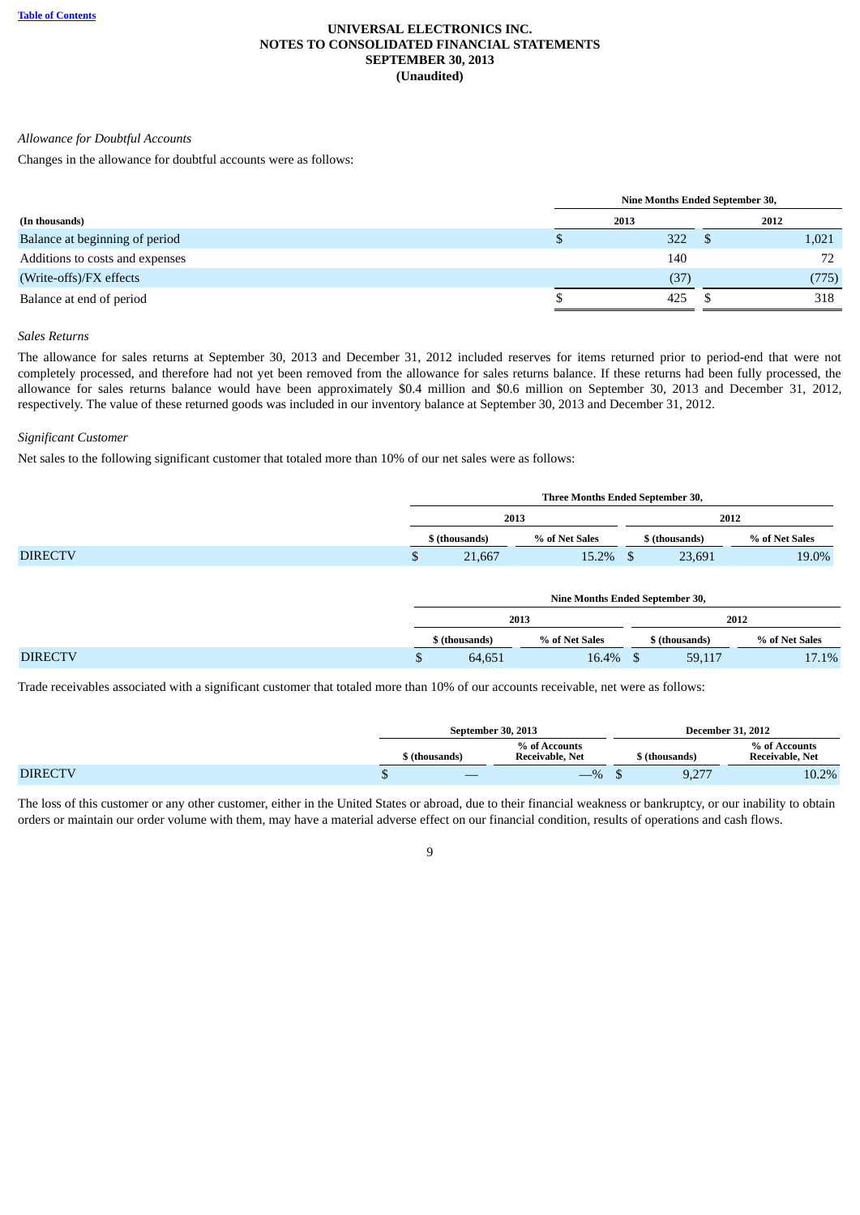UNIVERSAL ELECTRONICS INC.
NOTES TO CONSOLIDATED FINANCIAL STATEMENTS
SEPTEMBER 30, 2013
(Unaudited)

*Allowance for Doubtful Accounts*

Changes in the allowance for doubtful accounts were as follows:

| (In thousands) | Nine Months Ended September 30, 2013 | Nine Months Ended September 30, 2012 |
|---|---|---|
| Balance at beginning of period | $ 322 | $ 1,021 |
| Additions to costs and expenses | 140 | 72 |
| (Write-offs)/FX effects | (37) | (775) |
| Balance at end of period | $ 425 | $ 318 |

*Sales Returns*

The allowance for sales returns at September 30, 2013 and December 31, 2012 included reserves for items returned prior to period-end that were not completely processed, and therefore had not yet been removed from the allowance for sales returns balance. If these returns had been fully processed, the allowance for sales returns balance would have been approximately $0.4 million and $0.6 million on September 30, 2013 and December 31, 2012, respectively. The value of these returned goods was included in our inventory balance at September 30, 2013 and December 31, 2012.

*Significant Customer*

Net sales to the following significant customer that totaled more than 10% of our net sales were as follows:

| | Three Months Ended September 30, | | | |
|---|---|---|---|---|
| | 2013 | | 2012 | |
| | $ (thousands) | % of Net Sales | $ (thousands) | % of Net Sales |
| DIRECTV | $ 21,667 | 15.2% | $ 23,691 | 19.0% |

| | Nine Months Ended September 30, | | | |
|---|---|---|---|---|
| | 2013 | | 2012 | |
| | $ (thousands) | % of Net Sales | $ (thousands) | % of Net Sales |
| DIRECTV | $ 64,651 | 16.4% | $ 59,117 | 17.1% |

Trade receivables associated with a significant customer that totaled more than 10% of our accounts receivable, net were as follows:

| | September 30, 2013 | | December 31, 2012 | |
|---|---|---|---|---|
| | $ (thousands) | % of Accounts Receivable, Net | $ (thousands) | % of Accounts Receivable, Net |
| DIRECTV | $ — | —% | $ 9,277 | 10.2% |

The loss of this customer or any other customer, either in the United States or abroad, due to their financial weakness or bankruptcy, or our inability to obtain orders or maintain our order volume with them, may have a material adverse effect on our financial condition, results of operations and cash flows.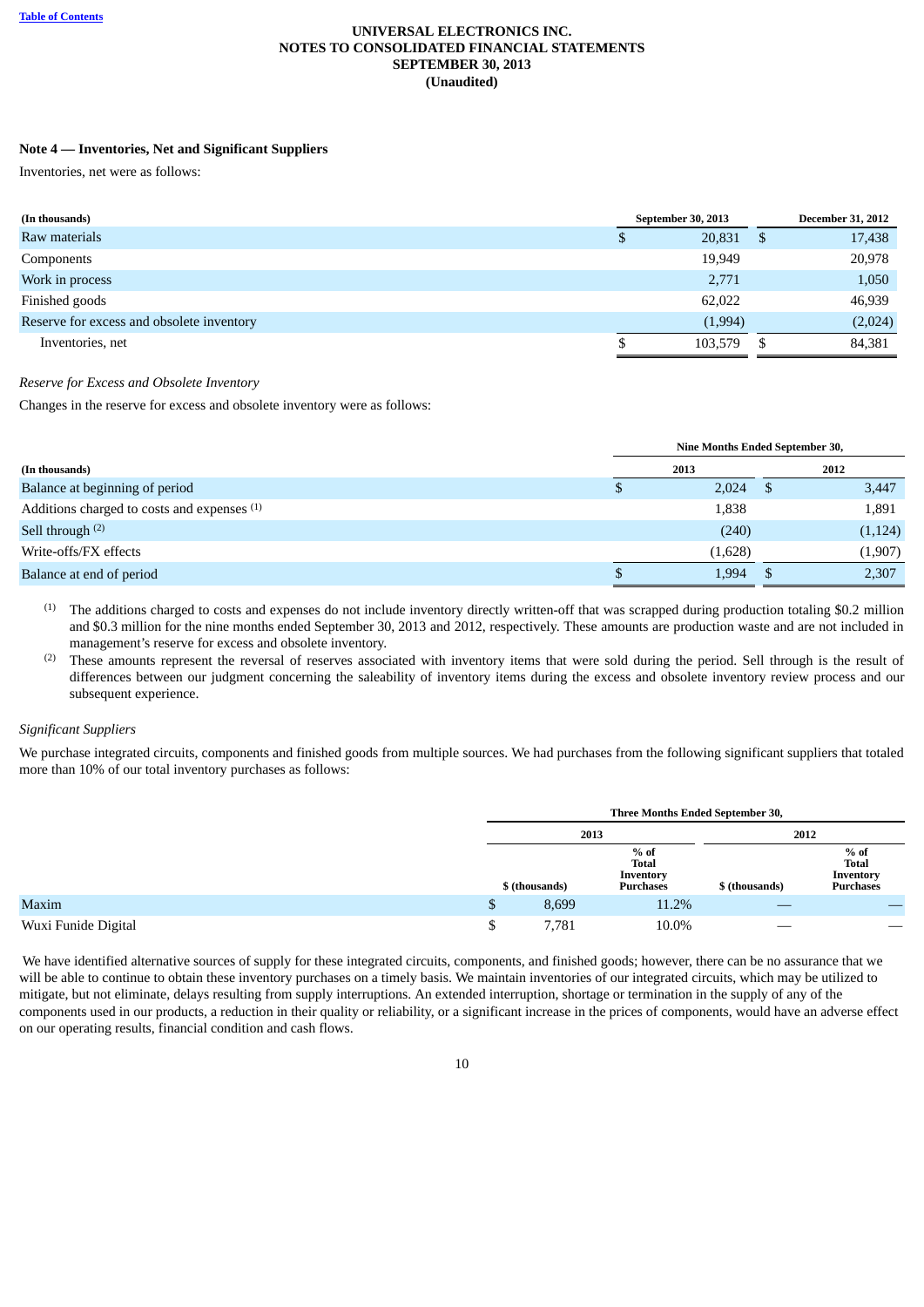**Table of Contents**

# UNIVERSAL ELECTRONICS INC.
# NOTES TO CONSOLIDATED FINANCIAL STATEMENTS
# SEPTEMBER 30, 2013
# (Unaudited)

**Note 4 — Inventories, Net and Significant Suppliers**

Inventories, net were as follows:

| (In thousands) | September 30, 2013 | December 31, 2012 |
|---|---|---|
| Raw materials | $ 20,831 | $ 17,438 |
| Components | 19,949 | 20,978 |
| Work in process | 2,771 | 1,050 |
| Finished goods | 62,022 | 46,939 |
| Reserve for excess and obsolete inventory | (1,994) | (2,024) |
| Inventories, net | $ 103,579 | $ 84,381 |

*Reserve for Excess and Obsolete Inventory*

Changes in the reserve for excess and obsolete inventory were as follows:

| | Nine Months Ended September 30, | |
|---|---|---|
| (In thousands) | 2013 | 2012 |
| Balance at beginning of period | $ 2,024 | $ 3,447 |
| Additions charged to costs and expenses [1] | 1,838 | 1,891 |
| Sell through [2] | (240) | (1,124) |
| Write-offs/FX effects | (1,628) | (1,907) |
| Balance at end of period | $ 1,994 | $ 2,307 |

[1] The additions charged to costs and expenses do not include inventory directly written-off that was scrapped during production totaling $0.2 million and $0.3 million for the nine months ended September 30, 2013 and 2012, respectively. These amounts are production waste and are not included in management's reserve for excess and obsolete inventory.

[2] These amounts represent the reversal of reserves associated with inventory items that were sold during the period. Sell through is the result of differences between our judgment concerning the saleability of inventory items during the excess and obsolete inventory review process and our subsequent experience.

*Significant Suppliers*

We purchase integrated circuits, components and finished goods from multiple sources. We had purchases from the following significant suppliers that totaled more than 10% of our total inventory purchases as follows:

| | Three Months Ended September 30, | | | |
|---|---|---|---|---|
| | 2013 | | 2012 | |
| | $ (thousands) | % of Total Inventory Purchases | $ (thousands) | % of Total Inventory Purchases |
| Maxim | $ 8,699 | 11.2% | — | — |
| Wuxi Funide Digital | $ 7,781 | 10.0% | — | — |

We have identified alternative sources of supply for these integrated circuits, components, and finished goods; however, there can be no assurance that we will be able to continue to obtain these inventory purchases on a timely basis. We maintain inventories of our integrated circuits, which may be utilized to mitigate, but not eliminate, delays resulting from supply interruptions. An extended interruption, shortage or termination in the supply of any of the components used in our products, a reduction in their quality or reliability, or a significant increase in the prices of components, would have an adverse effect on our operating results, financial condition and cash flows.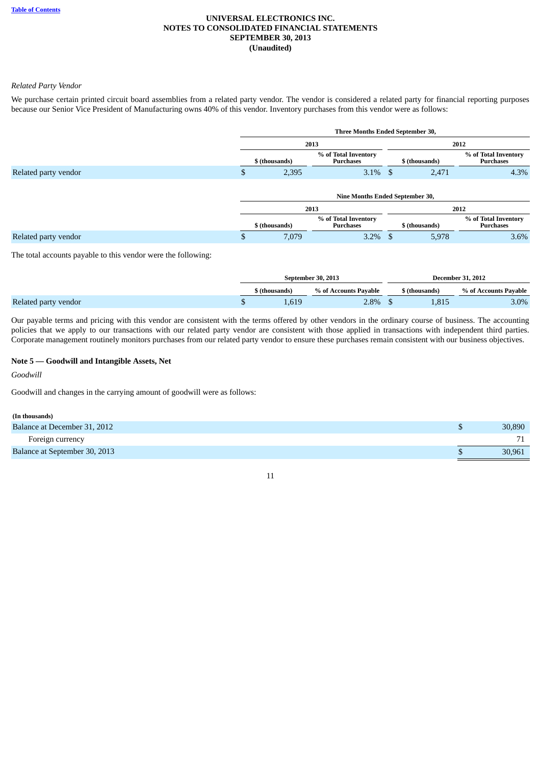**UNIVERSAL ELECTRONICS INC.**
**NOTES TO CONSOLIDATED FINANCIAL STATEMENTS**
**SEPTEMBER 30, 2013**
**(Unaudited)**

*Related Party Vendor*

We purchase certain printed circuit board assemblies from a related party vendor. The vendor is considered a related party for financial reporting purposes because our Senior Vice President of Manufacturing owns 40% of this vendor. Inventory purchases from this vendor were as follows:

| | Three Months Ended September 30, | | | |
|---|---|---|---|---|
| | 2013 | | 2012 | |
| | $ (thousands) | % of Total Inventory Purchases | $ (thousands) | % of Total Inventory Purchases |
| Related party vendor | $ 2,395 | 3.1% | $ 2,471 | 4.3% |

| | Nine Months Ended September 30, | | | |
|---|---|---|---|---|
| | 2013 | | 2012 | |
| | $ (thousands) | % of Total Inventory Purchases | $ (thousands) | % of Total Inventory Purchases |
| Related party vendor | $ 7,079 | 3.2% | $ 5,978 | 3.6% |

The total accounts payable to this vendor were the following:

| | September 30, 2013 | | December 31, 2012 | |
|---|---|---|---|---|
| | $ (thousands) | % of Accounts Payable | $ (thousands) | % of Accounts Payable |
| Related party vendor | $ 1,619 | 2.8% | $ 1,815 | 3.0% |

Our payable terms and pricing with this vendor are consistent with the terms offered by other vendors in the ordinary course of business. The accounting policies that we apply to our transactions with our related party vendor are consistent with those applied in transactions with independent third parties. Corporate management routinely monitors purchases from our related party vendor to ensure these purchases remain consistent with our business objectives.

## Note 5 — Goodwill and Intangible Assets, Net

*Goodwill*

Goodwill and changes in the carrying amount of goodwill were as follows:

| (In thousands) | |
|---|---|
| Balance at December 31, 2012 | $ 30,890 |
| Foreign currency | 71 |
| Balance at September 30, 2013 | $ 30,961 |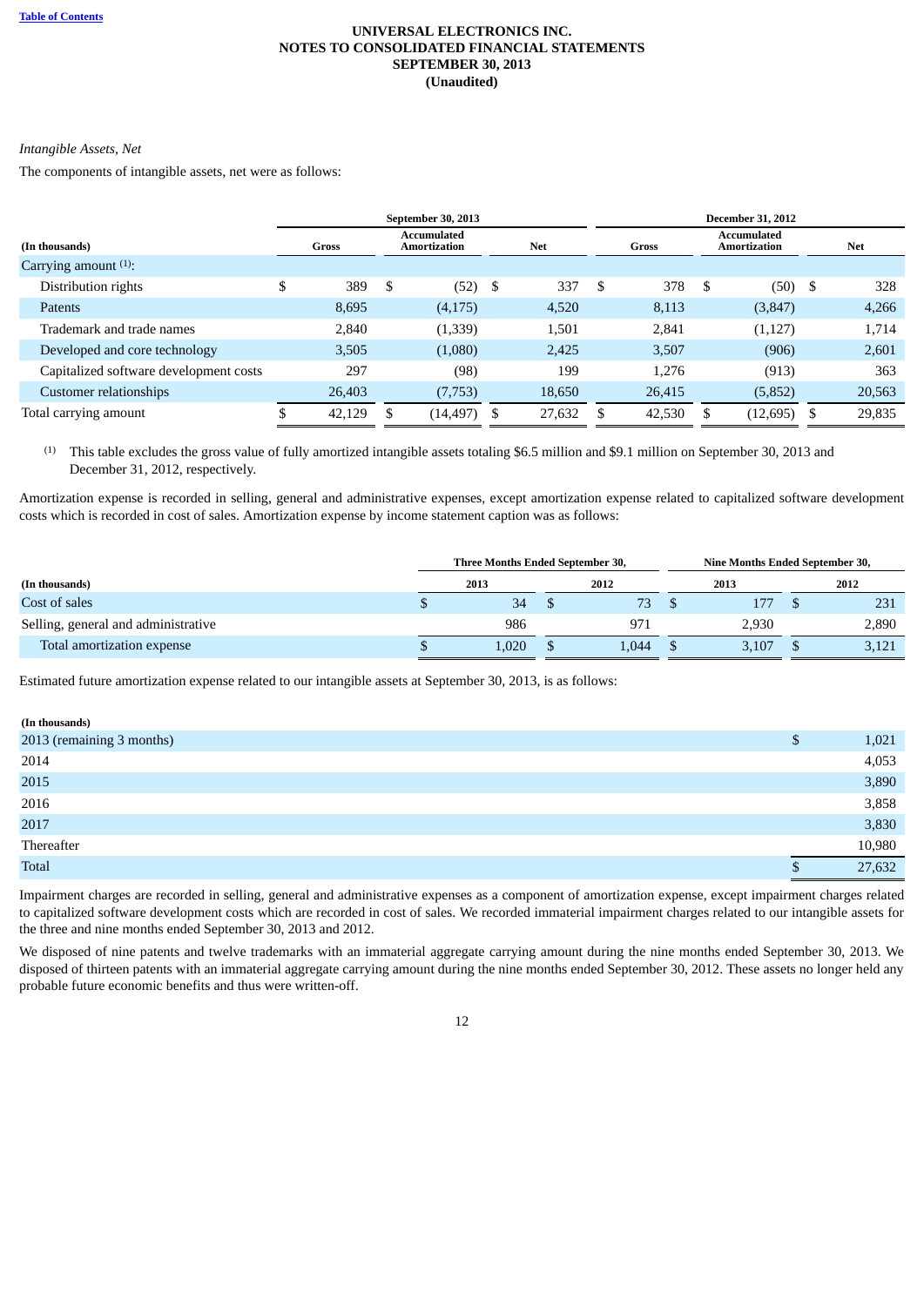UNIVERSAL ELECTRONICS INC.
NOTES TO CONSOLIDATED FINANCIAL STATEMENTS
SEPTEMBER 30, 2013
(Unaudited)

*Intangible Assets, Net*

The components of intangible assets, net were as follows:

| (In thousands) | September 30, 2013 | | | December 31, 2012 | | |
|---|---|---|---|---|---|---|
| | Gross | Accumulated Amortization | Net | Gross | Accumulated Amortization | Net |
| Carrying amount [(1)]: | | | | | | |
| Distribution rights | $ 389 | $ (52) | $ 337 | $ 378 | $ (50) | $ 328 |
| Patents | 8,695 | (4,175) | 4,520 | 8,113 | (3,847) | 4,266 |
| Trademark and trade names | 2,840 | (1,339) | 1,501 | 2,841 | (1,127) | 1,714 |
| Developed and core technology | 3,505 | (1,080) | 2,425 | 3,507 | (906) | 2,601 |
| Capitalized software development costs | 297 | (98) | 199 | 1,276 | (913) | 363 |
| Customer relationships | 26,403 | (7,753) | 18,650 | 26,415 | (5,852) | 20,563 |
| Total carrying amount | $ 42,129 | $ (14,497) | $ 27,632 | $ 42,530 | $ (12,695) | $ 29,835 |

(1) This table excludes the gross value of fully amortized intangible assets totaling $6.5 million and $9.1 million on September 30, 2013 and December 31, 2012, respectively.

Amortization expense is recorded in selling, general and administrative expenses, except amortization expense related to capitalized software development costs which is recorded in cost of sales. Amortization expense by income statement caption was as follows:

| (In thousands) | Three Months Ended September 30, | | Nine Months Ended September 30, | |
|---|---|---|---|---|
| | 2013 | 2012 | 2013 | 2012 |
| Cost of sales | $ 34 | $ 73 | $ 177 | $ 231 |
| Selling, general and administrative | 986 | 971 | 2,930 | 2,890 |
| Total amortization expense | $ 1,020 | $ 1,044 | $ 3,107 | $ 3,121 |

Estimated future amortization expense related to our intangible assets at September 30, 2013, is as follows:

| (In thousands) | |
|---|---|
| 2013 (remaining 3 months) | $ 1,021 |
| 2014 | 4,053 |
| 2015 | 3,890 |
| 2016 | 3,858 |
| 2017 | 3,830 |
| Thereafter | 10,980 |
| Total | $ 27,632 |

Impairment charges are recorded in selling, general and administrative expenses as a component of amortization expense, except impairment charges related to capitalized software development costs which are recorded in cost of sales. We recorded immaterial impairment charges related to our intangible assets for the three and nine months ended September 30, 2013 and 2012.

We disposed of nine patents and twelve trademarks with an immaterial aggregate carrying amount during the nine months ended September 30, 2013. We disposed of thirteen patents with an immaterial aggregate carrying amount during the nine months ended September 30, 2012. These assets no longer held any probable future economic benefits and thus were written-off.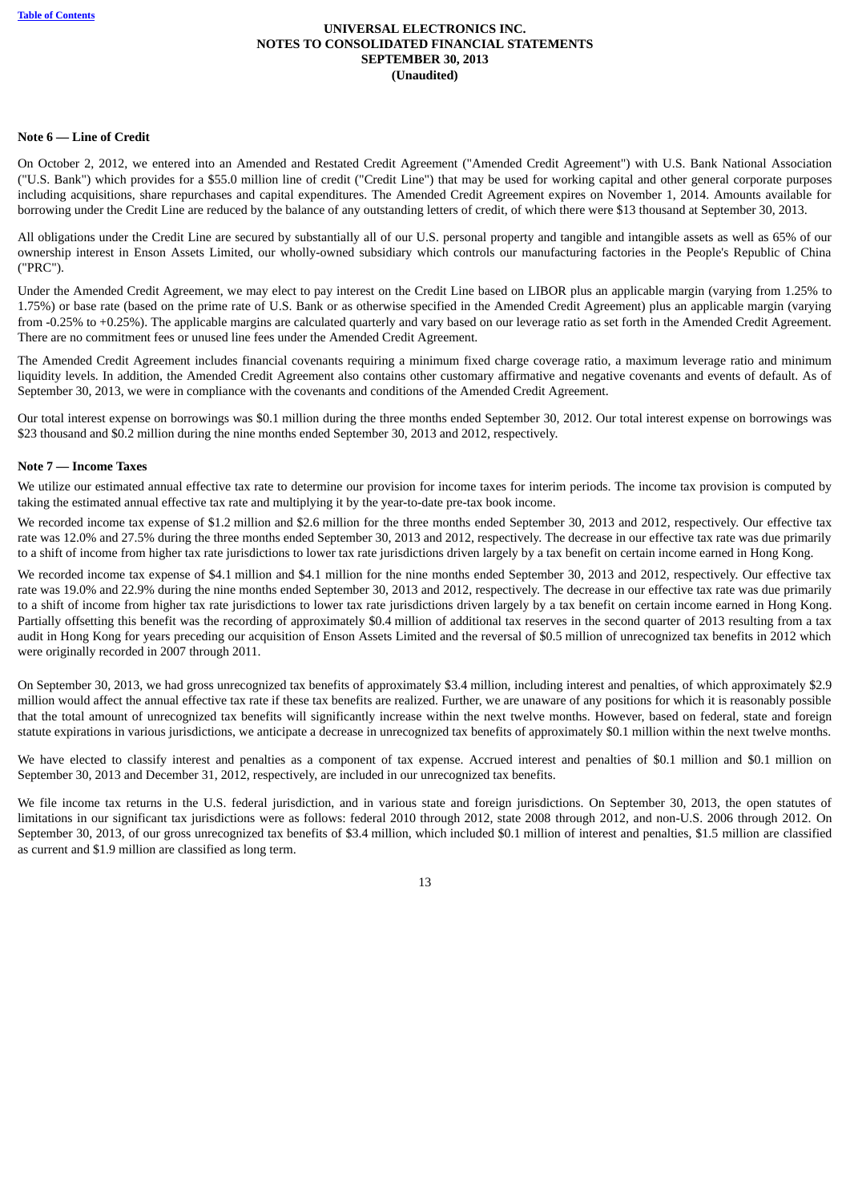**UNIVERSAL ELECTRONICS INC.**
**NOTES TO CONSOLIDATED FINANCIAL STATEMENTS**
**SEPTEMBER 30, 2013**
**(Unaudited)**

**Note 6 — Line of Credit**

On October 2, 2012, we entered into an Amended and Restated Credit Agreement ("Amended Credit Agreement") with U.S. Bank National Association ("U.S. Bank") which provides for a $55.0 million line of credit ("Credit Line") that may be used for working capital and other general corporate purposes including acquisitions, share repurchases and capital expenditures. The Amended Credit Agreement expires on November 1, 2014. Amounts available for borrowing under the Credit Line are reduced by the balance of any outstanding letters of credit, of which there were $13 thousand at September 30, 2013.

All obligations under the Credit Line are secured by substantially all of our U.S. personal property and tangible and intangible assets as well as 65% of our ownership interest in Enson Assets Limited, our wholly-owned subsidiary which controls our manufacturing factories in the People's Republic of China ("PRC").

Under the Amended Credit Agreement, we may elect to pay interest on the Credit Line based on LIBOR plus an applicable margin (varying from 1.25% to 1.75%) or base rate (based on the prime rate of U.S. Bank or as otherwise specified in the Amended Credit Agreement) plus an applicable margin (varying from -0.25% to +0.25%). The applicable margins are calculated quarterly and vary based on our leverage ratio as set forth in the Amended Credit Agreement. There are no commitment fees or unused line fees under the Amended Credit Agreement.

The Amended Credit Agreement includes financial covenants requiring a minimum fixed charge coverage ratio, a maximum leverage ratio and minimum liquidity levels. In addition, the Amended Credit Agreement also contains other customary affirmative and negative covenants and events of default. As of September 30, 2013, we were in compliance with the covenants and conditions of the Amended Credit Agreement.

Our total interest expense on borrowings was $0.1 million during the three months ended September 30, 2012. Our total interest expense on borrowings was $23 thousand and $0.2 million during the nine months ended September 30, 2013 and 2012, respectively.

**Note 7 — Income Taxes**

We utilize our estimated annual effective tax rate to determine our provision for income taxes for interim periods. The income tax provision is computed by taking the estimated annual effective tax rate and multiplying it by the year-to-date pre-tax book income.

We recorded income tax expense of $1.2 million and $2.6 million for the three months ended September 30, 2013 and 2012, respectively. Our effective tax rate was 12.0% and 27.5% during the three months ended September 30, 2013 and 2012, respectively. The decrease in our effective tax rate was due primarily to a shift of income from higher tax rate jurisdictions to lower tax rate jurisdictions driven largely by a tax benefit on certain income earned in Hong Kong.

We recorded income tax expense of $4.1 million and $4.1 million for the nine months ended September 30, 2013 and 2012, respectively. Our effective tax rate was 19.0% and 22.9% during the nine months ended September 30, 2013 and 2012, respectively. The decrease in our effective tax rate was due primarily to a shift of income from higher tax rate jurisdictions to lower tax rate jurisdictions driven largely by a tax benefit on certain income earned in Hong Kong. Partially offsetting this benefit was the recording of approximately $0.4 million of additional tax reserves in the second quarter of 2013 resulting from a tax audit in Hong Kong for years preceding our acquisition of Enson Assets Limited and the reversal of $0.5 million of unrecognized tax benefits in 2012 which were originally recorded in 2007 through 2011.

On September 30, 2013, we had gross unrecognized tax benefits of approximately $3.4 million, including interest and penalties, of which approximately $2.9 million would affect the annual effective tax rate if these tax benefits are realized. Further, we are unaware of any positions for which it is reasonably possible that the total amount of unrecognized tax benefits will significantly increase within the next twelve months. However, based on federal, state and foreign statute expirations in various jurisdictions, we anticipate a decrease in unrecognized tax benefits of approximately $0.1 million within the next twelve months.

We have elected to classify interest and penalties as a component of tax expense. Accrued interest and penalties of $0.1 million and $0.1 million on September 30, 2013 and December 31, 2012, respectively, are included in our unrecognized tax benefits.

We file income tax returns in the U.S. federal jurisdiction, and in various state and foreign jurisdictions. On September 30, 2013, the open statutes of limitations in our significant tax jurisdictions were as follows: federal 2010 through 2012, state 2008 through 2012, and non-U.S. 2006 through 2012. On September 30, 2013, of our gross unrecognized tax benefits of $3.4 million, which included $0.1 million of interest and penalties, $1.5 million are classified as current and $1.9 million are classified as long term.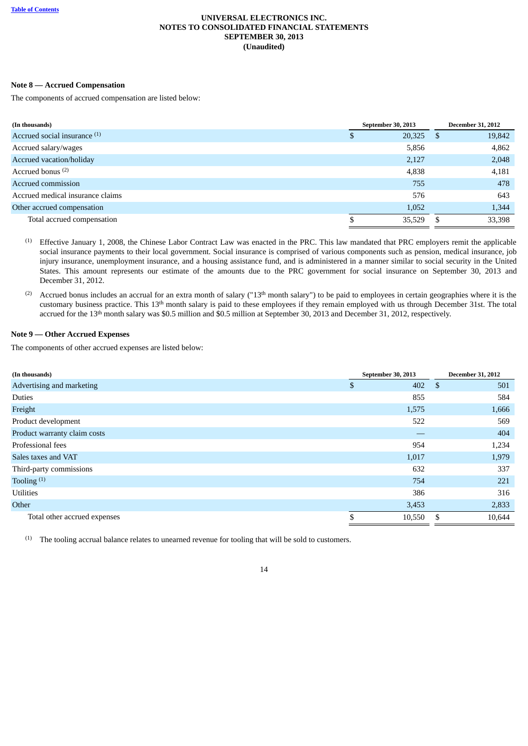**UNIVERSAL ELECTRONICS INC.**
**NOTES TO CONSOLIDATED FINANCIAL STATEMENTS**
**SEPTEMBER 30, 2013**
**(Unaudited)**

**Note 8 — Accrued Compensation**

The components of accrued compensation are listed below:

| (In thousands) | September 30, 2013 | December 31, 2012 |
|---|---|---|
| Accrued social insurance [(1)] | $ 20,325 | $ 19,842 |
| Accrued salary/wages | 5,856 | 4,862 |
| Accrued vacation/holiday | 2,127 | 2,048 |
| Accrued bonus [(2)] | 4,838 | 4,181 |
| Accrued commission | 755 | 478 |
| Accrued medical insurance claims | 576 | 643 |
| Other accrued compensation | 1,052 | 1,344 |
| Total accrued compensation | $ 35,529 | $ 33,398 |

(1) Effective January 1, 2008, the Chinese Labor Contract Law was enacted in the PRC. This law mandated that PRC employers remit the applicable social insurance payments to their local government. Social insurance is comprised of various components such as pension, medical insurance, job injury insurance, unemployment insurance, and a housing assistance fund, and is administered in a manner similar to social security in the United States. This amount represents our estimate of the amounts due to the PRC government for social insurance on September 30, 2013 and December 31, 2012.

(2) Accrued bonus includes an accrual for an extra month of salary ("13th month salary") to be paid to employees in certain geographies where it is the customary business practice. This 13th month salary is paid to these employees if they remain employed with us through December 31st. The total accrued for the 13th month salary was $0.5 million and $0.5 million at September 30, 2013 and December 31, 2012, respectively.

**Note 9 — Other Accrued Expenses**

The components of other accrued expenses are listed below:

| (In thousands) | September 30, 2013 | December 31, 2012 |
|---|---|---|
| Advertising and marketing | $ 402 | $ 501 |
| Duties | 855 | 584 |
| Freight | 1,575 | 1,666 |
| Product development | 522 | 569 |
| Product warranty claim costs | — | 404 |
| Professional fees | 954 | 1,234 |
| Sales taxes and VAT | 1,017 | 1,979 |
| Third-party commissions | 632 | 337 |
| Tooling [(1)] | 754 | 221 |
| Utilities | 386 | 316 |
| Other | 3,453 | 2,833 |
| Total other accrued expenses | $ 10,550 | $ 10,644 |

(1) The tooling accrual balance relates to unearned revenue for tooling that will be sold to customers.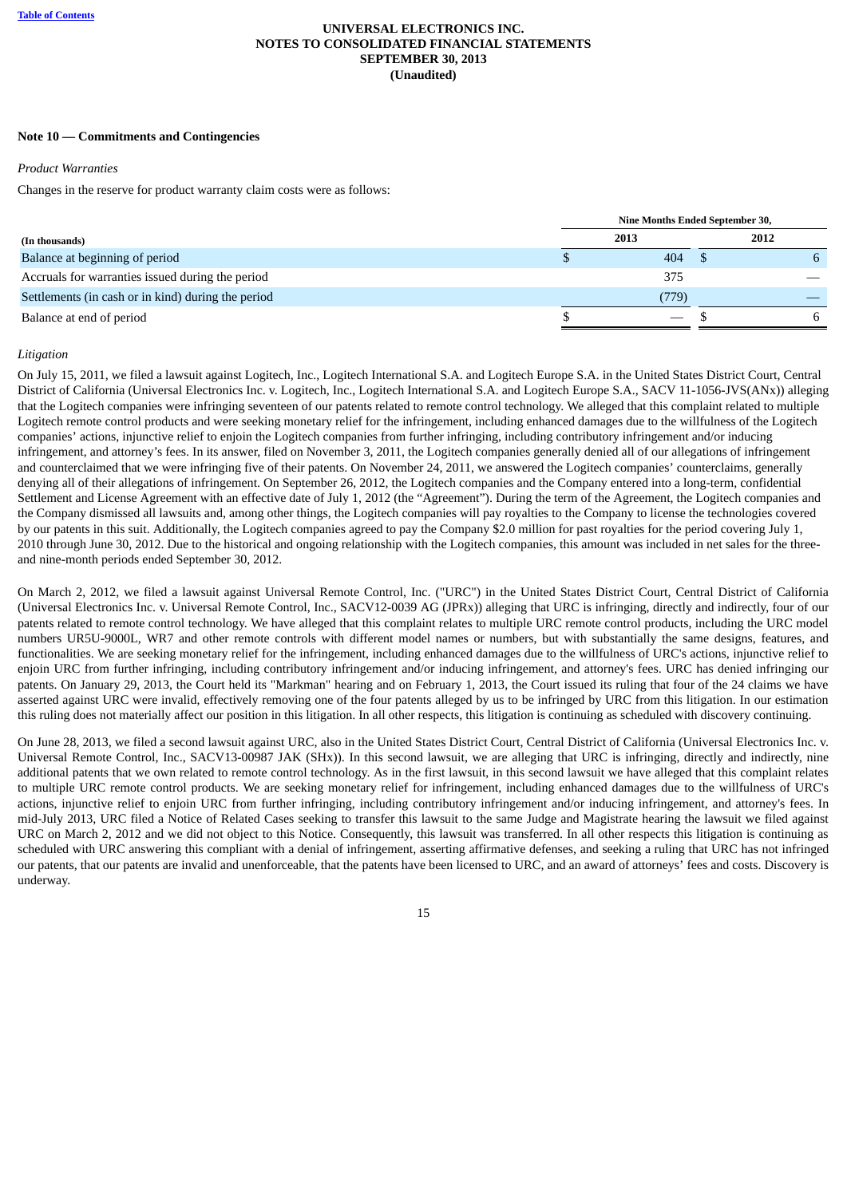**UNIVERSAL ELECTRONICS INC.**
**NOTES TO CONSOLIDATED FINANCIAL STATEMENTS**
**SEPTEMBER 30, 2013**
**(Unaudited)**

**Note 10 — Commitments and Contingencies**

*Product Warranties*

Changes in the reserve for product warranty claim costs were as follows:

| (In thousands) | Nine Months Ended September 30, | |
|---|---|---|
| | 2013 | 2012 |
| Balance at beginning of period | $ 404 | $ 6 |
| Accruals for warranties issued during the period | 375 | — |
| Settlements (in cash or in kind) during the period | (779) | — |
| Balance at end of period | $ — | $ 6 |

*Litigation*

On July 15, 2011, we filed a lawsuit against Logitech, Inc., Logitech International S.A. and Logitech Europe S.A. in the United States District Court, Central District of California (Universal Electronics Inc. v. Logitech, Inc., Logitech International S.A. and Logitech Europe S.A., SACV 11-1056-JVS(ANx)) alleging that the Logitech companies were infringing seventeen of our patents related to remote control technology. We alleged that this complaint related to multiple Logitech remote control products and were seeking monetary relief for the infringement, including enhanced damages due to the willfulness of the Logitech companies' actions, injunctive relief to enjoin the Logitech companies from further infringing, including contributory infringement and/or inducing infringement, and attorney's fees. In its answer, filed on November 3, 2011, the Logitech companies generally denied all of our allegations of infringement and counterclaimed that we were infringing five of their patents. On November 24, 2011, we answered the Logitech companies' counterclaims, generally denying all of their allegations of infringement. On September 26, 2012, the Logitech companies and the Company entered into a long-term, confidential Settlement and License Agreement with an effective date of July 1, 2012 (the "Agreement"). During the term of the Agreement, the Logitech companies and the Company dismissed all lawsuits and, among other things, the Logitech companies will pay royalties to the Company to license the technologies covered by our patents in this suit. Additionally, the Logitech companies agreed to pay the Company $2.0 million for past royalties for the period covering July 1, 2010 through June 30, 2012. Due to the historical and ongoing relationship with the Logitech companies, this amount was included in net sales for the three- and nine-month periods ended September 30, 2012.

On March 2, 2012, we filed a lawsuit against Universal Remote Control, Inc. ("URC") in the United States District Court, Central District of California (Universal Electronics Inc. v. Universal Remote Control, Inc., SACV12-0039 AG (JPRx)) alleging that URC is infringing, directly and indirectly, four of our patents related to remote control technology. We have alleged that this complaint relates to multiple URC remote control products, including the URC model numbers UR5U-9000L, WR7 and other remote controls with different model names or numbers, but with substantially the same designs, features, and functionalities. We are seeking monetary relief for the infringement, including enhanced damages due to the willfulness of URC's actions, injunctive relief to enjoin URC from further infringing, including contributory infringement and/or inducing infringement, and attorney's fees. URC has denied infringing our patents. On January 29, 2013, the Court held its "Markman" hearing and on February 1, 2013, the Court issued its ruling that four of the 24 claims we have asserted against URC were invalid, effectively removing one of the four patents alleged by us to be infringed by URC from this litigation. In our estimation this ruling does not materially affect our position in this litigation. In all other respects, this litigation is continuing as scheduled with discovery continuing.

On June 28, 2013, we filed a second lawsuit against URC, also in the United States District Court, Central District of California (Universal Electronics Inc. v. Universal Remote Control, Inc., SACV13-00987 JAK (SHx)). In this second lawsuit, we are alleging that URC is infringing, directly and indirectly, nine additional patents that we own related to remote control technology. As in the first lawsuit, in this second lawsuit we have alleged that this complaint relates to multiple URC remote control products. We are seeking monetary relief for infringement, including enhanced damages due to the willfulness of URC's actions, injunctive relief to enjoin URC from further infringing, including contributory infringement and/or inducing infringement, and attorney's fees. In mid-July 2013, URC filed a Notice of Related Cases seeking to transfer this lawsuit to the same Judge and Magistrate hearing the lawsuit we filed against URC on March 2, 2012 and we did not object to this Notice. Consequently, this lawsuit was transferred. In all other respects this litigation is continuing as scheduled with URC answering this compliant with a denial of infringement, asserting affirmative defenses, and seeking a ruling that URC has not infringed our patents, that our patents are invalid and unenforceable, that the patents have been licensed to URC, and an award of attorneys' fees and costs. Discovery is underway.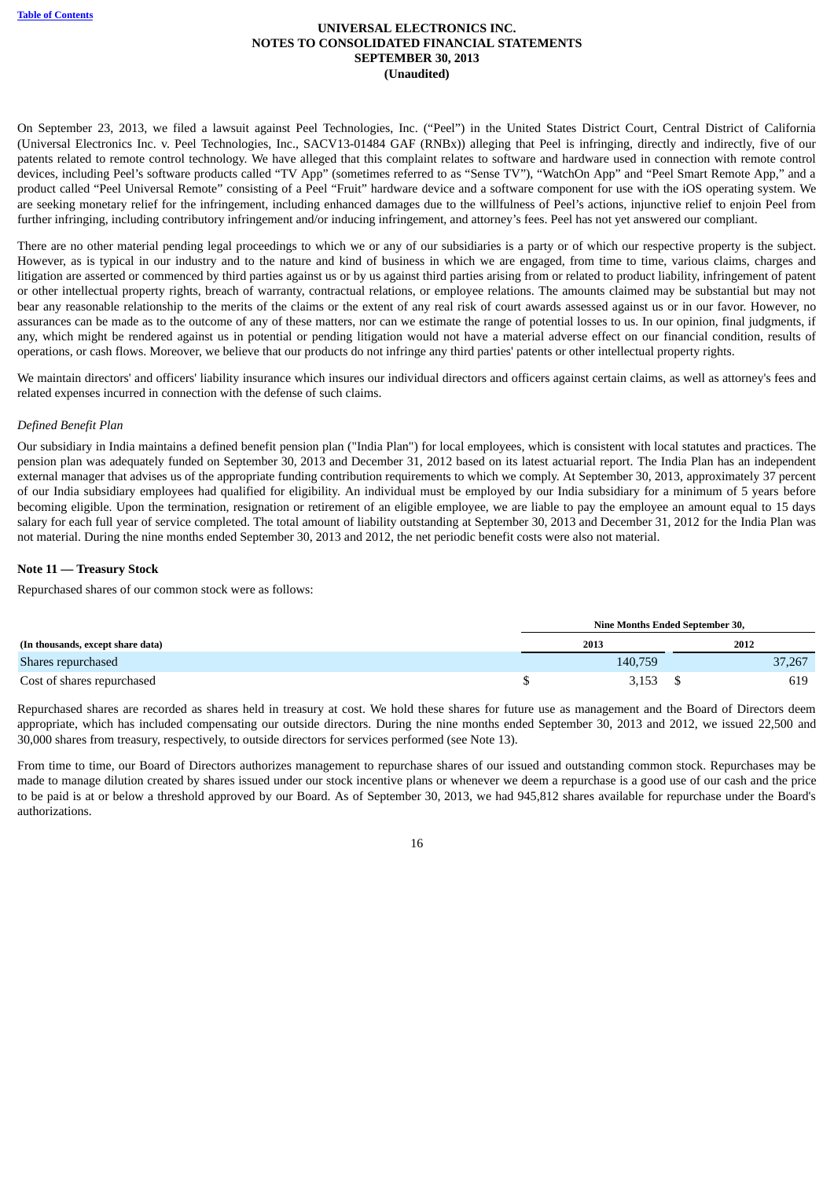On September 23, 2013, we filed a lawsuit against Peel Technologies, Inc. ("Peel") in the United States District Court, Central District of California (Universal Electronics Inc. v. Peel Technologies, Inc., SACV13-01484 GAF (RNBx)) alleging that Peel is infringing, directly and indirectly, five of our patents related to remote control technology. We have alleged that this complaint relates to software and hardware used in connection with remote control devices, including Peel's software products called "TV App" (sometimes referred to as "Sense TV"), "WatchOn App" and "Peel Smart Remote App," and a product called "Peel Universal Remote" consisting of a Peel "Fruit" hardware device and a software component for use with the iOS operating system. We are seeking monetary relief for the infringement, including enhanced damages due to the willfulness of Peel's actions, injunctive relief to enjoin Peel from further infringing, including contributory infringement and/or inducing infringement, and attorney's fees. Peel has not yet answered our compliant.

There are no other material pending legal proceedings to which we or any of our subsidiaries is a party or of which our respective property is the subject. However, as is typical in our industry and to the nature and kind of business in which we are engaged, from time to time, various claims, charges and litigation are asserted or commenced by third parties against us or by us against third parties arising from or related to product liability, infringement of patent or other intellectual property rights, breach of warranty, contractual relations, or employee relations. The amounts claimed may be substantial but may not bear any reasonable relationship to the merits of the claims or the extent of any real risk of court awards assessed against us or in our favor. However, no assurances can be made as to the outcome of any of these matters, nor can we estimate the range of potential losses to us. In our opinion, final judgments, if any, which might be rendered against us in potential or pending litigation would not have a material adverse effect on our financial condition, results of operations, or cash flows. Moreover, we believe that our products do not infringe any third parties' patents or other intellectual property rights.

We maintain directors' and officers' liability insurance which insures our individual directors and officers against certain claims, as well as attorney's fees and related expenses incurred in connection with the defense of such claims.

*Defined Benefit Plan*

Our subsidiary in India maintains a defined benefit pension plan ("India Plan") for local employees, which is consistent with local statutes and practices. The pension plan was adequately funded on September 30, 2013 and December 31, 2012 based on its latest actuarial report. The India Plan has an independent external manager that advises us of the appropriate funding contribution requirements to which we comply. At September 30, 2013, approximately 37 percent of our India subsidiary employees had qualified for eligibility. An individual must be employed by our India subsidiary for a minimum of 5 years before becoming eligible. Upon the termination, resignation or retirement of an eligible employee, we are liable to pay the employee an amount equal to 15 days salary for each full year of service completed. The total amount of liability outstanding at September 30, 2013 and December 31, 2012 for the India Plan was not material. During the nine months ended September 30, 2013 and 2012, the net periodic benefit costs were also not material.

**Note 11 — Treasury Stock**

Repurchased shares of our common stock were as follows:

| | Nine Months Ended September 30, | |
|---|---|---|
| **(In thousands, except share data)** | **2013** | **2012** |
| Shares repurchased | 140,759 | 37,267 |
| Cost of shares repurchased | $ 3,153 | $ 619 |

Repurchased shares are recorded as shares held in treasury at cost. We hold these shares for future use as management and the Board of Directors deem appropriate, which has included compensating our outside directors. During the nine months ended September 30, 2013 and 2012, we issued 22,500 and 30,000 shares from treasury, respectively, to outside directors for services performed (see Note 13).

From time to time, our Board of Directors authorizes management to repurchase shares of our issued and outstanding common stock. Repurchases may be made to manage dilution created by shares issued under our stock incentive plans or whenever we deem a repurchase is a good use of our cash and the price to be paid is at or below a threshold approved by our Board. As of September 30, 2013, we had 945,812 shares available for repurchase under the Board's authorizations.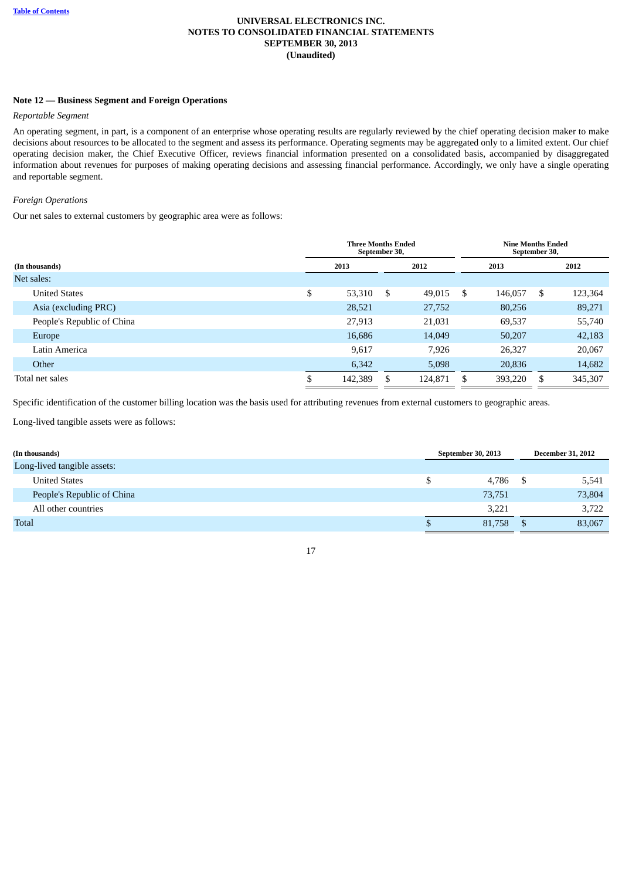**Table of Contents**

**UNIVERSAL ELECTRONICS INC.**
**NOTES TO CONSOLIDATED FINANCIAL STATEMENTS**
**SEPTEMBER 30, 2013**
**(Unaudited)**

**Note 12 — Business Segment and Foreign Operations**

*Reportable Segment*

An operating segment, in part, is a component of an enterprise whose operating results are regularly reviewed by the chief operating decision maker to make decisions about resources to be allocated to the segment and assess its performance. Operating segments may be aggregated only to a limited extent. Our chief operating decision maker, the Chief Executive Officer, reviews financial information presented on a consolidated basis, accompanied by disaggregated information about revenues for purposes of making operating decisions and assessing financial performance. Accordingly, we only have a single operating and reportable segment.

*Foreign Operations*

Our net sales to external customers by geographic area were as follows:

| | Three Months Ended September 30, | | Nine Months Ended September 30, | |
|---|---|---|---|---|
| **(In thousands)** | **2013** | **2012** | **2013** | **2012** |
| Net sales: | | | | |
| United States | $ 53,310 | $ 49,015 | $ 146,057 | $ 123,364 |
| Asia (excluding PRC) | 28,521 | 27,752 | 80,256 | 89,271 |
| People's Republic of China | 27,913 | 21,031 | 69,537 | 55,740 |
| Europe | 16,686 | 14,049 | 50,207 | 42,183 |
| Latin America | 9,617 | 7,926 | 26,327 | 20,067 |
| Other | 6,342 | 5,098 | 20,836 | 14,682 |
| Total net sales | $ 142,389 | $ 124,871 | $ 393,220 | $ 345,307 |

Specific identification of the customer billing location was the basis used for attributing revenues from external customers to geographic areas.

Long-lived tangible assets were as follows:

| **(In thousands)** | **September 30, 2013** | **December 31, 2012** |
|---|---|---|
| Long-lived tangible assets: | | |
| United States | $ 4,786 | $ 5,541 |
| People's Republic of China | 73,751 | 73,804 |
| All other countries | 3,221 | 3,722 |
| Total | $ 81,758 | $ 83,067 |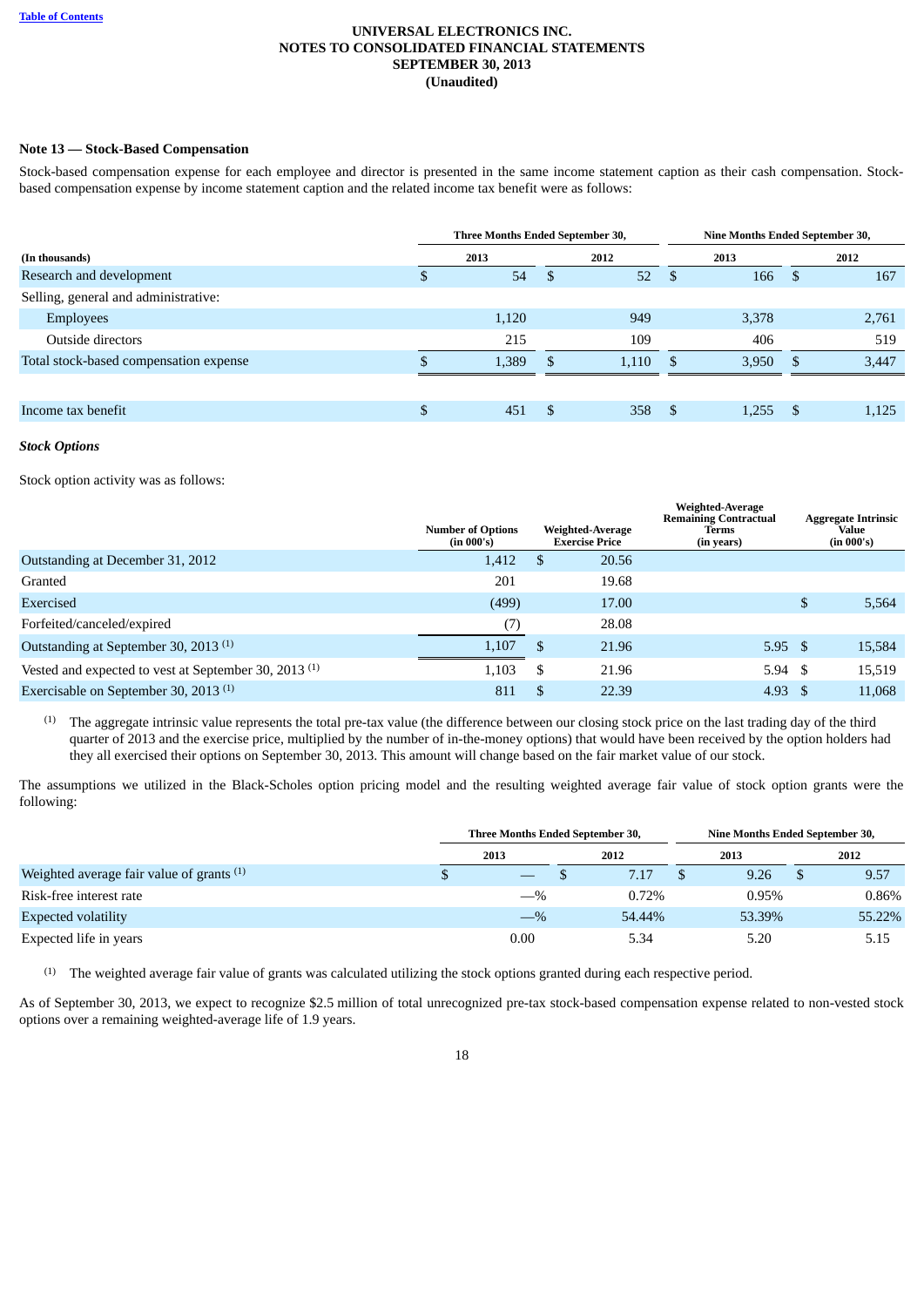**UNIVERSAL ELECTRONICS INC.**
**NOTES TO CONSOLIDATED FINANCIAL STATEMENTS**
**SEPTEMBER 30, 2013**
**(Unaudited)**

**Note 13 — Stock-Based Compensation**

Stock-based compensation expense for each employee and director is presented in the same income statement caption as their cash compensation. Stock-based compensation expense by income statement caption and the related income tax benefit were as follows:

| | Three Months Ended September 30, | | Nine Months Ended September 30, | |
|---|---|---|---|---|
| **(In thousands)** | **2013** | **2012** | **2013** | **2012** |
| Research and development | $ 54 | $ 52 | $ 166 | $ 167 |
| Selling, general and administrative: | | | | |
| Employees | 1,120 | 949 | 3,378 | 2,761 |
| Outside directors | 215 | 109 | 406 | 519 |
| Total stock-based compensation expense | $ 1,389 | $ 1,110 | $ 3,950 | $ 3,447 |
| | | | | |
| Income tax benefit | $ 451 | $ 358 | $ 1,255 | $ 1,125 |

***Stock Options***

Stock option activity was as follows:

| | Number of Options (in 000's) | Weighted-Average Exercise Price | Weighted-Average Remaining Contractual Terms (in years) | Aggregate Intrinsic Value (in 000's) |
|---|---|---|---|---|
| Outstanding at December 31, 2012 | 1,412 | $ 20.56 | | |
| Granted | 201 | 19.68 | | |
| Exercised | (499) | 17.00 | | $ 5,564 |
| Forfeited/canceled/expired | (7) | 28.08 | | |
| Outstanding at September 30, 2013 (1) | 1,107 | $ 21.96 | 5.95 | $ 15,584 |
| Vested and expected to vest at September 30, 2013 (1) | 1,103 | $ 21.96 | 5.94 | $ 15,519 |
| Exercisable on September 30, 2013 (1) | 811 | $ 22.39 | 4.93 | $ 11,068 |

(1) The aggregate intrinsic value represents the total pre-tax value (the difference between our closing stock price on the last trading day of the third quarter of 2013 and the exercise price, multiplied by the number of in-the-money options) that would have been received by the option holders had they all exercised their options on September 30, 2013. This amount will change based on the fair market value of our stock.

The assumptions we utilized in the Black-Scholes option pricing model and the resulting weighted average fair value of stock option grants were the following:

| | Three Months Ended September 30, | | Nine Months Ended September 30, | |
|---|---|---|---|---|
| | **2013** | **2012** | **2013** | **2012** |
| Weighted average fair value of grants (1) | $ — | $ 7.17 | $ 9.26 | $ 9.57 |
| Risk-free interest rate | —% | 0.72% | 0.95% | 0.86% |
| Expected volatility | —% | 54.44% | 53.39% | 55.22% |
| Expected life in years | 0.00 | 5.34 | 5.20 | 5.15 |

(1) The weighted average fair value of grants was calculated utilizing the stock options granted during each respective period.

As of September 30, 2013, we expect to recognize $2.5 million of total unrecognized pre-tax stock-based compensation expense related to non-vested stock options over a remaining weighted-average life of 1.9 years.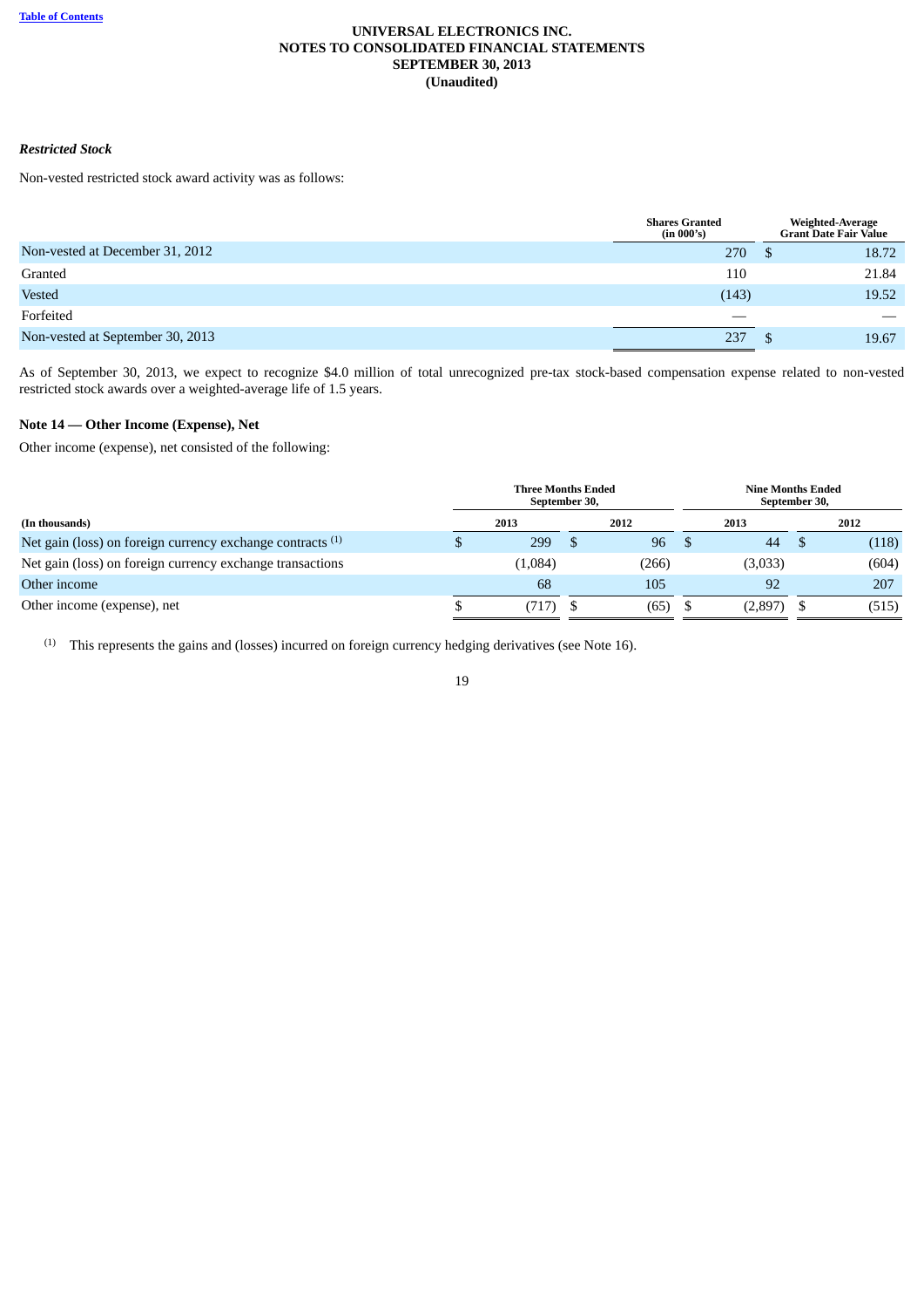**UNIVERSAL ELECTRONICS INC.**
**NOTES TO CONSOLIDATED FINANCIAL STATEMENTS**
**SEPTEMBER 30, 2013**
**(Unaudited)**

***Restricted Stock***

Non-vested restricted stock award activity was as follows:

| | Shares Granted (in 000's) | Weighted-Average Grant Date Fair Value |
|---|---|---|
| Non-vested at December 31, 2012 | 270 | $ 18.72 |
| Granted | 110 | 21.84 |
| Vested | (143) | 19.52 |
| Forfeited | — | — |
| Non-vested at September 30, 2013 | 237 | $ 19.67 |

As of September 30, 2013, we expect to recognize $4.0 million of total unrecognized pre-tax stock-based compensation expense related to non-vested restricted stock awards over a weighted-average life of 1.5 years.

**Note 14 — Other Income (Expense), Net**

Other income (expense), net consisted of the following:

| | Three Months Ended September 30, | | Nine Months Ended September 30, | |
|---|---|---|---|---|
| **(In thousands)** | **2013** | **2012** | **2013** | **2012** |
| Net gain (loss) on foreign currency exchange contracts [1] | $ 299 | $ 96 | $ 44 | $ (118) |
| Net gain (loss) on foreign currency exchange transactions | (1,084) | (266) | (3,033) | (604) |
| Other income | 68 | 105 | 92 | 207 |
| Other income (expense), net | $ (717) | $ (65) | $ (2,897) | $ (515) |

[1] This represents the gains and (losses) incurred on foreign currency hedging derivatives (see Note 16).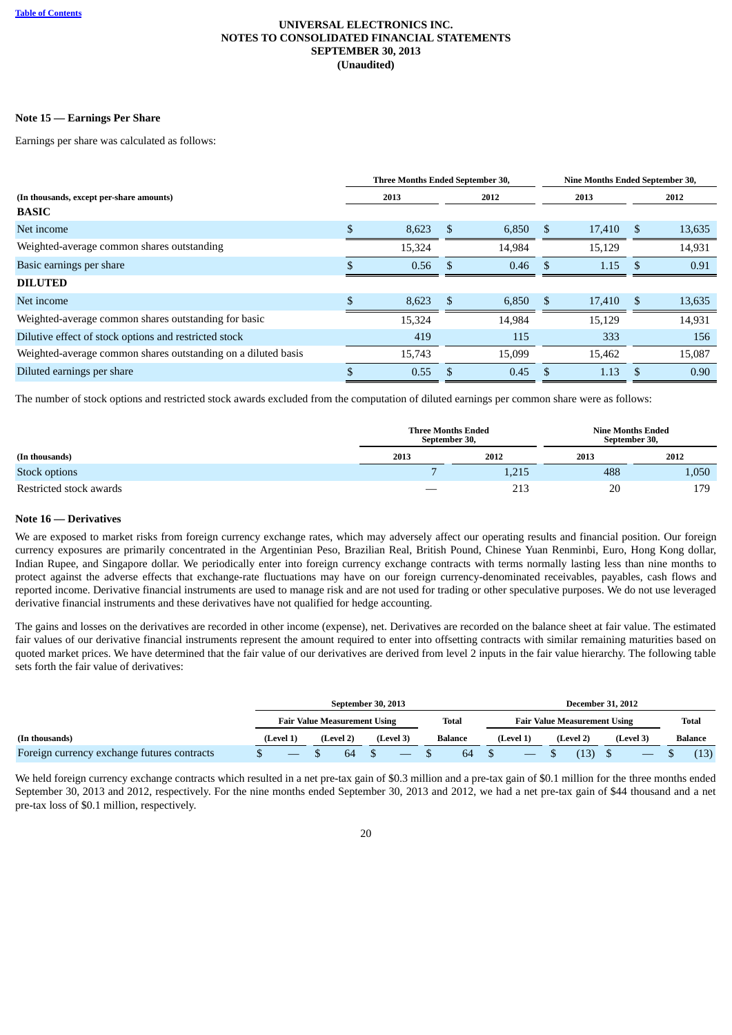**Table of Contents**

**UNIVERSAL ELECTRONICS INC.**
**NOTES TO CONSOLIDATED FINANCIAL STATEMENTS**
**SEPTEMBER 30, 2013**
**(Unaudited)**

### Note 15 — Earnings Per Share

Earnings per share was calculated as follows:

| (In thousands, except per-share amounts) | Three Months Ended September 30, 2013 | Three Months Ended September 30, 2012 | Nine Months Ended September 30, 2013 | Nine Months Ended September 30, 2012 |
|---|---|---|---|---|
| **BASIC** | | | | |
| Net income | $ 8,623 | $ 6,850 | $ 17,410 | $ 13,635 |
| Weighted-average common shares outstanding | 15,324 | 14,984 | 15,129 | 14,931 |
| Basic earnings per share | $ 0.56 | $ 0.46 | $ 1.15 | $ 0.91 |
| **DILUTED** | | | | |
| Net income | $ 8,623 | $ 6,850 | $ 17,410 | $ 13,635 |
| Weighted-average common shares outstanding for basic | 15,324 | 14,984 | 15,129 | 14,931 |
| Dilutive effect of stock options and restricted stock | 419 | 115 | 333 | 156 |
| Weighted-average common shares outstanding on a diluted basis | 15,743 | 15,099 | 15,462 | 15,087 |
| Diluted earnings per share | $ 0.55 | $ 0.45 | $ 1.13 | $ 0.90 |

The number of stock options and restricted stock awards excluded from the computation of diluted earnings per common share were as follows:

| (In thousands) | Three Months Ended September 30, 2013 | Three Months Ended September 30, 2012 | Nine Months Ended September 30, 2013 | Nine Months Ended September 30, 2012 |
|---|---|---|---|---|
| Stock options | 7 | 1,215 | 488 | 1,050 |
| Restricted stock awards | — | 213 | 20 | 179 |

### Note 16 — Derivatives

We are exposed to market risks from foreign currency exchange rates, which may adversely affect our operating results and financial position. Our foreign currency exposures are primarily concentrated in the Argentinian Peso, Brazilian Real, British Pound, Chinese Yuan Renminbi, Euro, Hong Kong dollar, Indian Rupee, and Singapore dollar. We periodically enter into foreign currency exchange contracts with terms normally lasting less than nine months to protect against the adverse effects that exchange-rate fluctuations may have on our foreign currency-denominated receivables, payables, cash flows and reported income. Derivative financial instruments are used to manage risk and are not used for trading or other speculative purposes. We do not use leveraged derivative financial instruments and these derivatives have not qualified for hedge accounting.

The gains and losses on the derivatives are recorded in other income (expense), net. Derivatives are recorded on the balance sheet at fair value. The estimated fair values of our derivative financial instruments represent the amount required to enter into offsetting contracts with similar remaining maturities based on quoted market prices. We have determined that the fair value of our derivatives are derived from level 2 inputs in the fair value hierarchy. The following table sets forth the fair value of derivatives:

| | September 30, 2013 | | | | December 31, 2012 | | | |
|---|---|---|---|---|---|---|---|---|
| | Fair Value Measurement Using | | | Total | Fair Value Measurement Using | | | Total |
| (In thousands) | (Level 1) | (Level 2) | (Level 3) | Balance | (Level 1) | (Level 2) | (Level 3) | Balance |
| Foreign currency exchange futures contracts | $ — | $ 64 | $ — | $ 64 | $ — | $ (13) | $ — | $ (13) |

We held foreign currency exchange contracts which resulted in a net pre-tax gain of $0.3 million and a pre-tax gain of $0.1 million for the three months ended September 30, 2013 and 2012, respectively. For the nine months ended September 30, 2013 and 2012, we had a net pre-tax gain of $44 thousand and a net pre-tax loss of $0.1 million, respectively.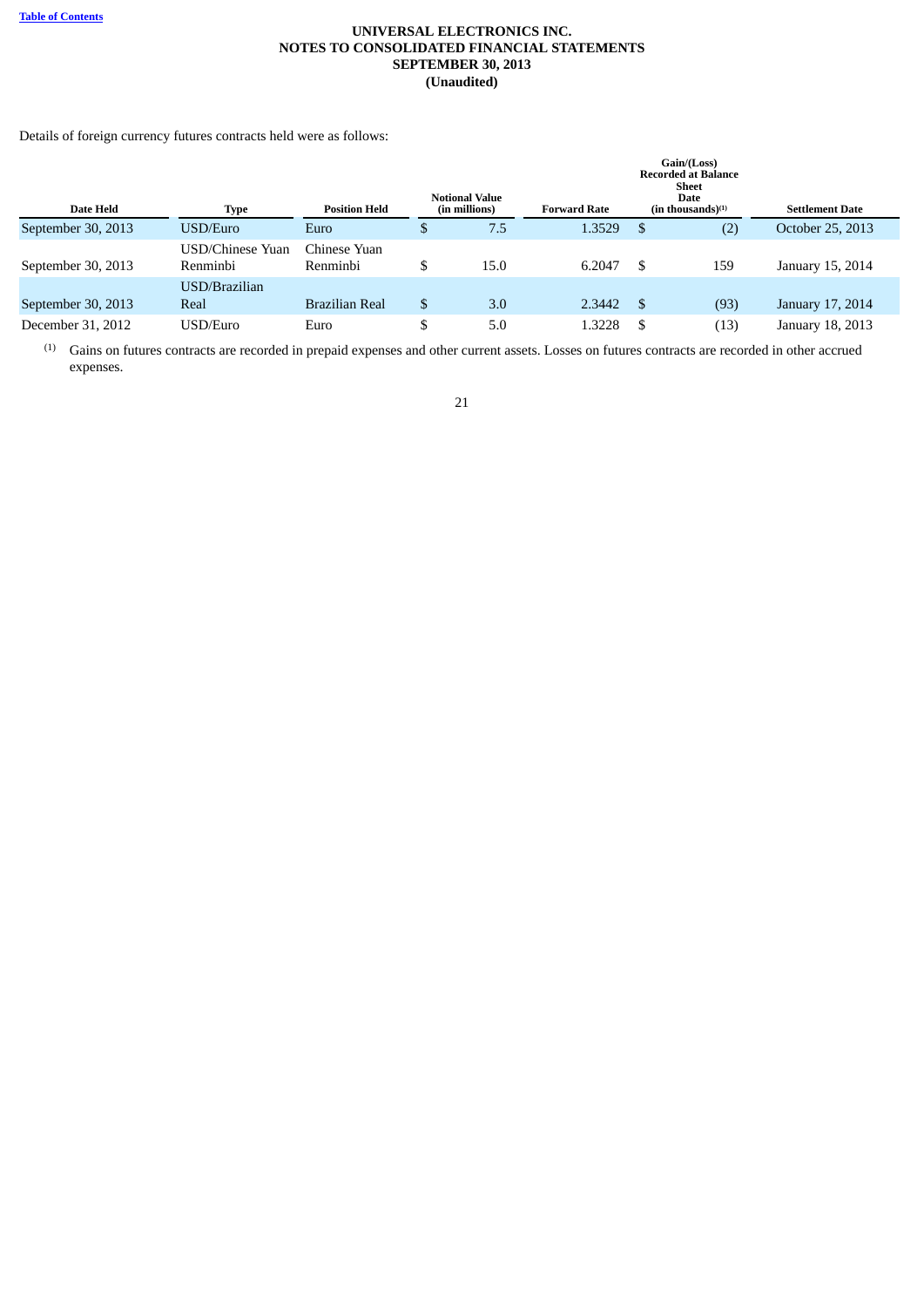Details of foreign currency futures contracts held were as follows:

| Date Held | Type | Position Held | Notional Value (in millions) | Forward Rate | Gain/(Loss) Recorded at Balance Sheet Date (in thousands)[1] | Settlement Date |
|---|---|---|---|---|---|---|
| September 30, 2013 | USD/Euro | Euro | $ 7.5 | 1.3529 | $ (2) | October 25, 2013 |
| September 30, 2013 | USD/Chinese Yuan Renminbi | Chinese Yuan Renminbi | $ 15.0 | 6.2047 | $ 159 | January 15, 2014 |
| September 30, 2013 | USD/Brazilian Real | Brazilian Real | $ 3.0 | 2.3442 | $ (93) | January 17, 2014 |
| December 31, 2012 | USD/Euro | Euro | $ 5.0 | 1.3228 | $ (13) | January 18, 2013 |

(1) Gains on futures contracts are recorded in prepaid expenses and other current assets. Losses on futures contracts are recorded in other accrued expenses.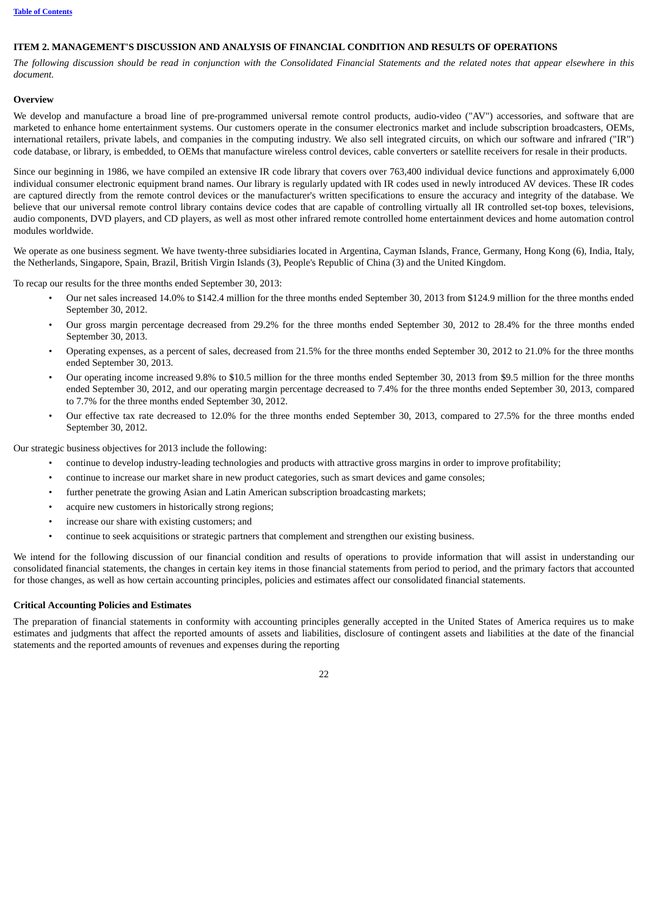## ITEM 2. MANAGEMENT'S DISCUSSION AND ANALYSIS OF FINANCIAL CONDITION AND RESULTS OF OPERATIONS

*The following discussion should be read in conjunction with the Consolidated Financial Statements and the related notes that appear elsewhere in this document.*

### Overview

We develop and manufacture a broad line of pre-programmed universal remote control products, audio-video ("AV") accessories, and software that are marketed to enhance home entertainment systems. Our customers operate in the consumer electronics market and include subscription broadcasters, OEMs, international retailers, private labels, and companies in the computing industry. We also sell integrated circuits, on which our software and infrared ("IR") code database, or library, is embedded, to OEMs that manufacture wireless control devices, cable converters or satellite receivers for resale in their products.

Since our beginning in 1986, we have compiled an extensive IR code library that covers over 763,400 individual device functions and approximately 6,000 individual consumer electronic equipment brand names. Our library is regularly updated with IR codes used in newly introduced AV devices. These IR codes are captured directly from the remote control devices or the manufacturer's written specifications to ensure the accuracy and integrity of the database. We believe that our universal remote control library contains device codes that are capable of controlling virtually all IR controlled set-top boxes, televisions, audio components, DVD players, and CD players, as well as most other infrared remote controlled home entertainment devices and home automation control modules worldwide.

We operate as one business segment. We have twenty-three subsidiaries located in Argentina, Cayman Islands, France, Germany, Hong Kong (6), India, Italy, the Netherlands, Singapore, Spain, Brazil, British Virgin Islands (3), People's Republic of China (3) and the United Kingdom.

To recap our results for the three months ended September 30, 2013:

- Our net sales increased 14.0% to $142.4 million for the three months ended September 30, 2013 from $124.9 million for the three months ended September 30, 2012.
- Our gross margin percentage decreased from 29.2% for the three months ended September 30, 2012 to 28.4% for the three months ended September 30, 2013.
- Operating expenses, as a percent of sales, decreased from 21.5% for the three months ended September 30, 2012 to 21.0% for the three months ended September 30, 2013.
- Our operating income increased 9.8% to $10.5 million for the three months ended September 30, 2013 from $9.5 million for the three months ended September 30, 2012, and our operating margin percentage decreased to 7.4% for the three months ended September 30, 2013, compared to 7.7% for the three months ended September 30, 2012.
- Our effective tax rate decreased to 12.0% for the three months ended September 30, 2013, compared to 27.5% for the three months ended September 30, 2012.

Our strategic business objectives for 2013 include the following:

- continue to develop industry-leading technologies and products with attractive gross margins in order to improve profitability;
- continue to increase our market share in new product categories, such as smart devices and game consoles;
- further penetrate the growing Asian and Latin American subscription broadcasting markets;
- acquire new customers in historically strong regions;
- increase our share with existing customers; and
- continue to seek acquisitions or strategic partners that complement and strengthen our existing business.

We intend for the following discussion of our financial condition and results of operations to provide information that will assist in understanding our consolidated financial statements, the changes in certain key items in those financial statements from period to period, and the primary factors that accounted for those changes, as well as how certain accounting principles, policies and estimates affect our consolidated financial statements.

### Critical Accounting Policies and Estimates

The preparation of financial statements in conformity with accounting principles generally accepted in the United States of America requires us to make estimates and judgments that affect the reported amounts of assets and liabilities, disclosure of contingent assets and liabilities at the date of the financial statements and the reported amounts of revenues and expenses during the reporting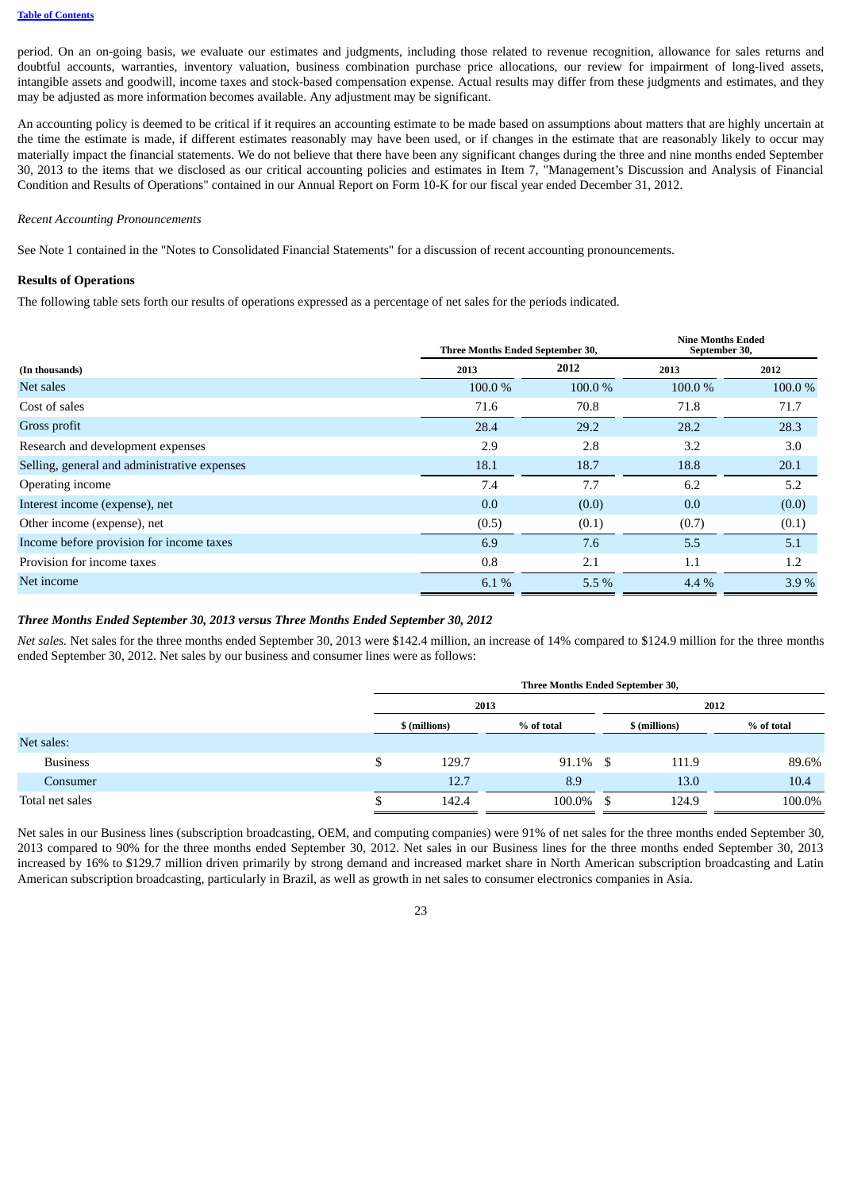period. On an on-going basis, we evaluate our estimates and judgments, including those related to revenue recognition, allowance for sales returns and doubtful accounts, warranties, inventory valuation, business combination purchase price allocations, our review for impairment of long-lived assets, intangible assets and goodwill, income taxes and stock-based compensation expense. Actual results may differ from these judgments and estimates, and they may be adjusted as more information becomes available. Any adjustment may be significant.

An accounting policy is deemed to be critical if it requires an accounting estimate to be made based on assumptions about matters that are highly uncertain at the time the estimate is made, if different estimates reasonably may have been used, or if changes in the estimate that are reasonably likely to occur may materially impact the financial statements. We do not believe that there have been any significant changes during the three and nine months ended September 30, 2013 to the items that we disclosed as our critical accounting policies and estimates in Item 7, "Management's Discussion and Analysis of Financial Condition and Results of Operations" contained in our Annual Report on Form 10-K for our fiscal year ended December 31, 2012.

*Recent Accounting Pronouncements*

See Note 1 contained in the "Notes to Consolidated Financial Statements" for a discussion of recent accounting pronouncements.

**Results of Operations**

The following table sets forth our results of operations expressed as a percentage of net sales for the periods indicated.

| | Three Months Ended September 30, | | Nine Months Ended September 30, | |
|---|---|---|---|---|
| **(In thousands)** | **2013** | **2012** | **2013** | **2012** |
| Net sales | 100.0 % | 100.0 % | 100.0 % | 100.0 % |
| Cost of sales | 71.6 | 70.8 | 71.8 | 71.7 |
| Gross profit | 28.4 | 29.2 | 28.2 | 28.3 |
| Research and development expenses | 2.9 | 2.8 | 3.2 | 3.0 |
| Selling, general and administrative expenses | 18.1 | 18.7 | 18.8 | 20.1 |
| Operating income | 7.4 | 7.7 | 6.2 | 5.2 |
| Interest income (expense), net | 0.0 | (0.0) | 0.0 | (0.0) |
| Other income (expense), net | (0.5) | (0.1) | (0.7) | (0.1) |
| Income before provision for income taxes | 6.9 | 7.6 | 5.5 | 5.1 |
| Provision for income taxes | 0.8 | 2.1 | 1.1 | 1.2 |
| Net income | 6.1 % | 5.5 % | 4.4 % | 3.9 % |

***Three Months Ended September 30, 2013 versus Three Months Ended September 30, 2012***

*Net sales.* Net sales for the three months ended September 30, 2013 were $142.4 million, an increase of 14% compared to $124.9 million for the three months ended September 30, 2012. Net sales by our business and consumer lines were as follows:

| | Three Months Ended September 30, | | | |
|---|---|---|---|---|
| | 2013 | | 2012 | |
| | $ (millions) | % of total | $ (millions) | % of total |
| Net sales: | | | | |
| Business | $ 129.7 | 91.1% | $ 111.9 | 89.6% |
| Consumer | 12.7 | 8.9 | 13.0 | 10.4 |
| Total net sales | $ 142.4 | 100.0% | $ 124.9 | 100.0% |

Net sales in our Business lines (subscription broadcasting, OEM, and computing companies) were 91% of net sales for the three months ended September 30, 2013 compared to 90% for the three months ended September 30, 2012. Net sales in our Business lines for the three months ended September 30, 2013 increased by 16% to $129.7 million driven primarily by strong demand and increased market share in North American subscription broadcasting and Latin American subscription broadcasting, particularly in Brazil, as well as growth in net sales to consumer electronics companies in Asia.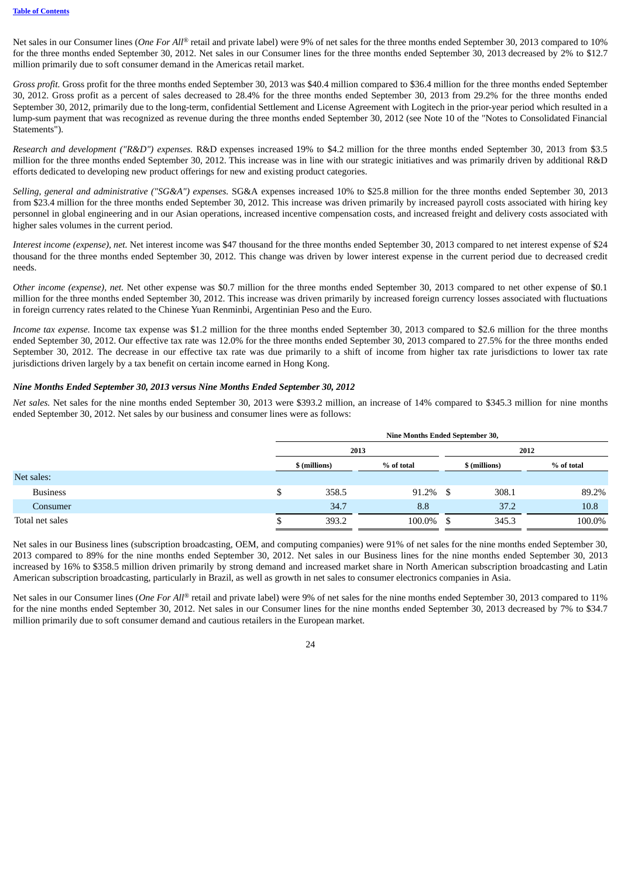Net sales in our Consumer lines (*One For All*® retail and private label) were 9% of net sales for the three months ended September 30, 2013 compared to 10% for the three months ended September 30, 2012. Net sales in our Consumer lines for the three months ended September 30, 2013 decreased by 2% to $12.7 million primarily due to soft consumer demand in the Americas retail market.

*Gross profit.* Gross profit for the three months ended September 30, 2013 was $40.4 million compared to $36.4 million for the three months ended September 30, 2012. Gross profit as a percent of sales decreased to 28.4% for the three months ended September 30, 2013 from 29.2% for the three months ended September 30, 2012, primarily due to the long-term, confidential Settlement and License Agreement with Logitech in the prior-year period which resulted in a lump-sum payment that was recognized as revenue during the three months ended September 30, 2012 (see Note 10 of the "Notes to Consolidated Financial Statements").

*Research and development ("R&D") expenses.* R&D expenses increased 19% to $4.2 million for the three months ended September 30, 2013 from $3.5 million for the three months ended September 30, 2012. This increase was in line with our strategic initiatives and was primarily driven by additional R&D efforts dedicated to developing new product offerings for new and existing product categories.

*Selling, general and administrative ("SG&A") expenses.* SG&A expenses increased 10% to $25.8 million for the three months ended September 30, 2013 from $23.4 million for the three months ended September 30, 2012. This increase was driven primarily by increased payroll costs associated with hiring key personnel in global engineering and in our Asian operations, increased incentive compensation costs, and increased freight and delivery costs associated with higher sales volumes in the current period.

*Interest income (expense), net.* Net interest income was $47 thousand for the three months ended September 30, 2013 compared to net interest expense of $24 thousand for the three months ended September 30, 2012. This change was driven by lower interest expense in the current period due to decreased credit needs.

*Other income (expense), net.* Net other expense was $0.7 million for the three months ended September 30, 2013 compared to net other expense of $0.1 million for the three months ended September 30, 2012. This increase was driven primarily by increased foreign currency losses associated with fluctuations in foreign currency rates related to the Chinese Yuan Renminbi, Argentinian Peso and the Euro.

*Income tax expense.* Income tax expense was $1.2 million for the three months ended September 30, 2013 compared to $2.6 million for the three months ended September 30, 2012. Our effective tax rate was 12.0% for the three months ended September 30, 2013 compared to 27.5% for the three months ended September 30, 2012. The decrease in our effective tax rate was due primarily to a shift of income from higher tax rate jurisdictions to lower tax rate jurisdictions driven largely by a tax benefit on certain income earned in Hong Kong.

***Nine Months Ended September 30, 2013 versus Nine Months Ended September 30, 2012***

*Net sales.* Net sales for the nine months ended September 30, 2013 were $393.2 million, an increase of 14% compared to $345.3 million for nine months ended September 30, 2012. Net sales by our business and consumer lines were as follows:

| | Nine Months Ended September 30, | | | |
|---|---|---|---|---|
| | 2013 | | 2012 | |
| | $ (millions) | % of total | $ (millions) | % of total |
| Net sales: | | | | |
| Business | $ 358.5 | 91.2% | $ 308.1 | 89.2% |
| Consumer | 34.7 | 8.8 | 37.2 | 10.8 |
| Total net sales | $ 393.2 | 100.0% | $ 345.3 | 100.0% |

Net sales in our Business lines (subscription broadcasting, OEM, and computing companies) were 91% of net sales for the nine months ended September 30, 2013 compared to 89% for the nine months ended September 30, 2012. Net sales in our Business lines for the nine months ended September 30, 2013 increased by 16% to $358.5 million driven primarily by strong demand and increased market share in North American subscription broadcasting and Latin American subscription broadcasting, particularly in Brazil, as well as growth in net sales to consumer electronics companies in Asia.

Net sales in our Consumer lines (*One For All*® retail and private label) were 9% of net sales for the nine months ended September 30, 2013 compared to 11% for the nine months ended September 30, 2012. Net sales in our Consumer lines for the nine months ended September 30, 2013 decreased by 7% to $34.7 million primarily due to soft consumer demand and cautious retailers in the European market.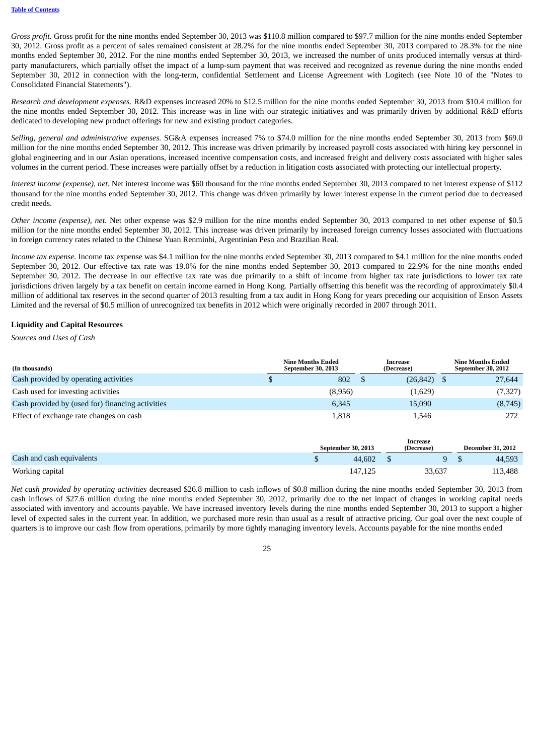*Gross profit.* Gross profit for the nine months ended September 30, 2013 was $110.8 million compared to $97.7 million for the nine months ended September 30, 2012. Gross profit as a percent of sales remained consistent at 28.2% for the nine months ended September 30, 2013 compared to 28.3% for the nine months ended September 30, 2012. For the nine months ended September 30, 2013, we increased the number of units produced internally versus at third-party manufacturers, which partially offset the impact of a lump-sum payment that was received and recognized as revenue during the nine months ended September 30, 2012 in connection with the long-term, confidential Settlement and License Agreement with Logitech (see Note 10 of the "Notes to Consolidated Financial Statements").

*Research and development expenses.* R&D expenses increased 20% to $12.5 million for the nine months ended September 30, 2013 from $10.4 million for the nine months ended September 30, 2012. This increase was in line with our strategic initiatives and was primarily driven by additional R&D efforts dedicated to developing new product offerings for new and existing product categories.

*Selling, general and administrative expenses.* SG&A expenses increased 7% to $74.0 million for the nine months ended September 30, 2013 from $69.0 million for the nine months ended September 30, 2012. This increase was driven primarily by increased payroll costs associated with hiring key personnel in global engineering and in our Asian operations, increased incentive compensation costs, and increased freight and delivery costs associated with higher sales volumes in the current period. These increases were partially offset by a reduction in litigation costs associated with protecting our intellectual property.

*Interest income (expense), net.* Net interest income was $60 thousand for the nine months ended September 30, 2013 compared to net interest expense of $112 thousand for the nine months ended September 30, 2012. This change was driven primarily by lower interest expense in the current period due to decreased credit needs.

*Other income (expense), net.* Net other expense was $2.9 million for the nine months ended September 30, 2013 compared to net other expense of $0.5 million for the nine months ended September 30, 2012. This increase was driven primarily by increased foreign currency losses associated with fluctuations in foreign currency rates related to the Chinese Yuan Renminbi, Argentinian Peso and Brazilian Real.

*Income tax expense.* Income tax expense was $4.1 million for the nine months ended September 30, 2013 compared to $4.1 million for the nine months ended September 30, 2012. Our effective tax rate was 19.0% for the nine months ended September 30, 2013 compared to 22.9% for the nine months ended September 30, 2012. The decrease in our effective tax rate was due primarily to a shift of income from higher tax rate jurisdictions to lower tax rate jurisdictions driven largely by a tax benefit on certain income earned in Hong Kong. Partially offsetting this benefit was the recording of approximately $0.4 million of additional tax reserves in the second quarter of 2013 resulting from a tax audit in Hong Kong for years preceding our acquisition of Enson Assets Limited and the reversal of $0.5 million of unrecognized tax benefits in 2012 which were originally recorded in 2007 through 2011.

## Liquidity and Capital Resources

*Sources and Uses of Cash*

| (In thousands) | Nine Months Ended September 30, 2013 | Increase (Decrease) | Nine Months Ended September 30, 2012 |
|---|---|---|---|
| Cash provided by operating activities | $ 802 | $ (26,842) | $ 27,644 |
| Cash used for investing activities | (8,956) | (1,629) | (7,327) |
| Cash provided by (used for) financing activities | 6,345 | 15,090 | (8,745) |
| Effect of exchange rate changes on cash | 1,818 | 1,546 | 272 |

| | September 30, 2013 | Increase (Decrease) | December 31, 2012 |
|---|---|---|---|
| Cash and cash equivalents | $ 44,602 | $ 9 | $ 44,593 |
| Working capital | 147,125 | 33,637 | 113,488 |

*Net cash provided by operating activities* decreased $26.8 million to cash inflows of $0.8 million during the nine months ended September 30, 2013 from cash inflows of $27.6 million during the nine months ended September 30, 2012, primarily due to the net impact of changes in working capital needs associated with inventory and accounts payable. We have increased inventory levels during the nine months ended September 30, 2013 to support a higher level of expected sales in the current year. In addition, we purchased more resin than usual as a result of attractive pricing. Our goal over the next couple of quarters is to improve our cash flow from operations, primarily by more tightly managing inventory levels. Accounts payable for the nine months ended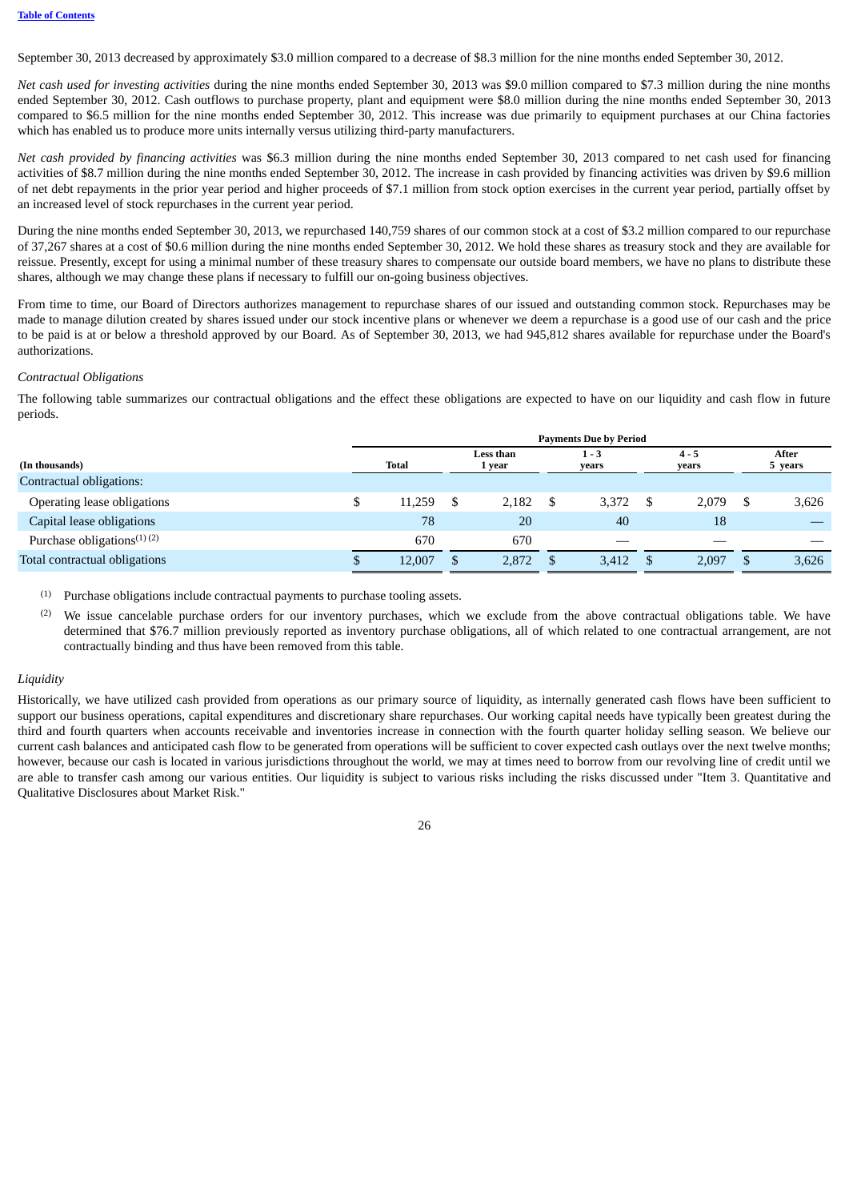September 30, 2013 decreased by approximately $3.0 million compared to a decrease of $8.3 million for the nine months ended September 30, 2012.

*Net cash used for investing activities* during the nine months ended September 30, 2013 was $9.0 million compared to $7.3 million during the nine months ended September 30, 2012. Cash outflows to purchase property, plant and equipment were $8.0 million during the nine months ended September 30, 2013 compared to $6.5 million for the nine months ended September 30, 2012. This increase was due primarily to equipment purchases at our China factories which has enabled us to produce more units internally versus utilizing third-party manufacturers.

*Net cash provided by financing activities* was $6.3 million during the nine months ended September 30, 2013 compared to net cash used for financing activities of $8.7 million during the nine months ended September 30, 2012. The increase in cash provided by financing activities was driven by $9.6 million of net debt repayments in the prior year period and higher proceeds of $7.1 million from stock option exercises in the current year period, partially offset by an increased level of stock repurchases in the current year period.

During the nine months ended September 30, 2013, we repurchased 140,759 shares of our common stock at a cost of $3.2 million compared to our repurchase of 37,267 shares at a cost of $0.6 million during the nine months ended September 30, 2012. We hold these shares as treasury stock and they are available for reissue. Presently, except for using a minimal number of these treasury shares to compensate our outside board members, we have no plans to distribute these shares, although we may change these plans if necessary to fulfill our on-going business objectives.

From time to time, our Board of Directors authorizes management to repurchase shares of our issued and outstanding common stock. Repurchases may be made to manage dilution created by shares issued under our stock incentive plans or whenever we deem a repurchase is a good use of our cash and the price to be paid is at or below a threshold approved by our Board. As of September 30, 2013, we had 945,812 shares available for repurchase under the Board's authorizations.

*Contractual Obligations*

The following table summarizes our contractual obligations and the effect these obligations are expected to have on our liquidity and cash flow in future periods.

| | Payments Due by Period | | | | |
|---|---|---|---|---|---|
| (In thousands) | Total | Less than 1 year | 1 - 3 years | 4 - 5 years | After 5 years |
| Contractual obligations: | | | | | |
| Operating lease obligations | $ 11,259 | $ 2,182 | $ 3,372 | $ 2,079 | $ 3,626 |
| Capital lease obligations | 78 | 20 | 40 | 18 | — |
| Purchase obligations[(1) (2)] | 670 | 670 | — | — | — |
| Total contractual obligations | $ 12,007 | $ 2,872 | $ 3,412 | $ 2,097 | $ 3,626 |

(1) Purchase obligations include contractual payments to purchase tooling assets.

(2) We issue cancelable purchase orders for our inventory purchases, which we exclude from the above contractual obligations table. We have determined that $76.7 million previously reported as inventory purchase obligations, all of which related to one contractual arrangement, are not contractually binding and thus have been removed from this table.

*Liquidity*

Historically, we have utilized cash provided from operations as our primary source of liquidity, as internally generated cash flows have been sufficient to support our business operations, capital expenditures and discretionary share repurchases. Our working capital needs have typically been greatest during the third and fourth quarters when accounts receivable and inventories increase in connection with the fourth quarter holiday selling season. We believe our current cash balances and anticipated cash flow to be generated from operations will be sufficient to cover expected cash outlays over the next twelve months; however, because our cash is located in various jurisdictions throughout the world, we may at times need to borrow from our revolving line of credit until we are able to transfer cash among our various entities. Our liquidity is subject to various risks including the risks discussed under "Item 3. Quantitative and Qualitative Disclosures about Market Risk."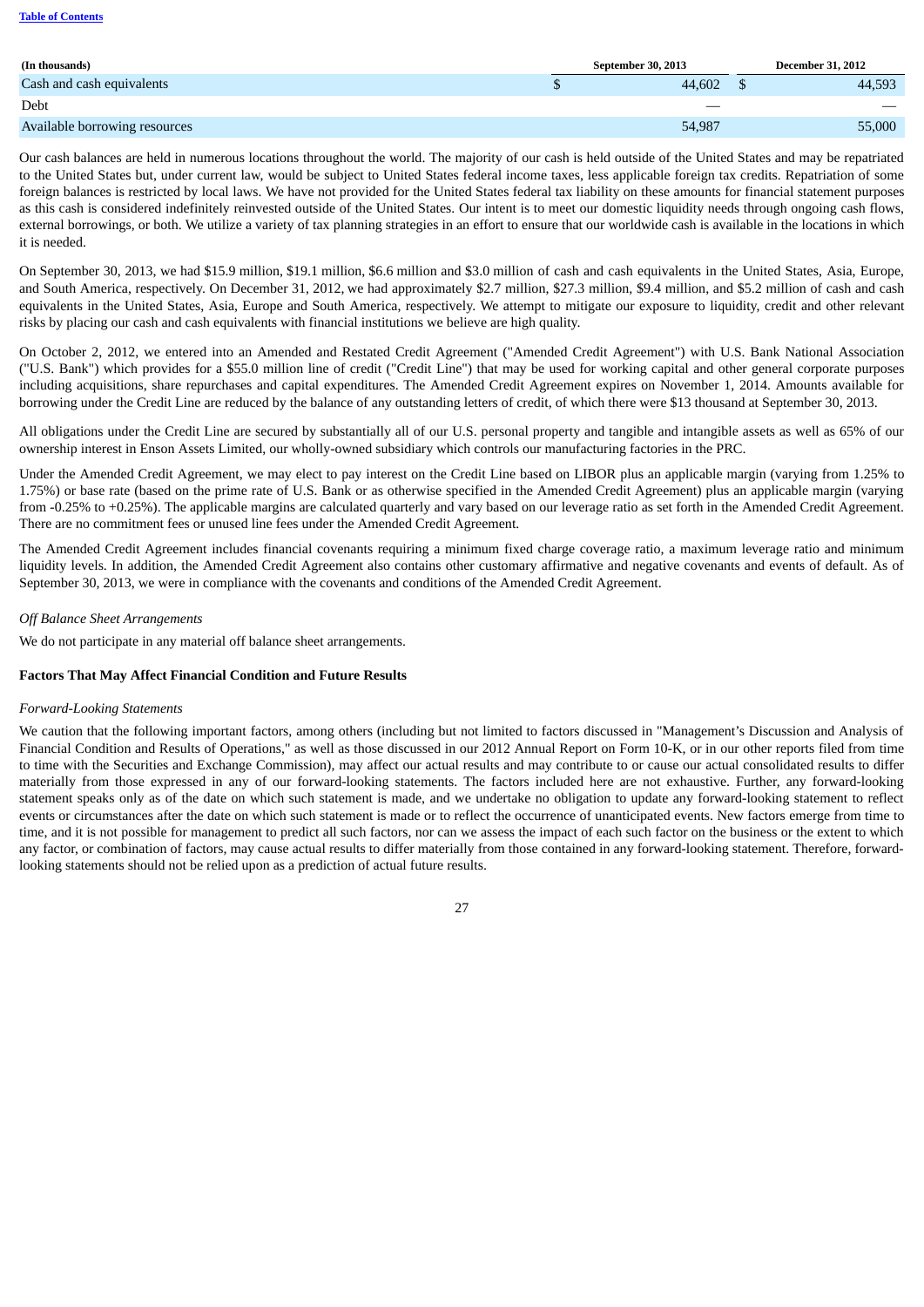| (In thousands) | September 30, 2013 | December 31, 2012 |
| --- | --- | --- |
| Cash and cash equivalents | $ 44,602 | $ 44,593 |
| Debt | — | — |
| Available borrowing resources | 54,987 | 55,000 |

Our cash balances are held in numerous locations throughout the world. The majority of our cash is held outside of the United States and may be repatriated to the United States but, under current law, would be subject to United States federal income taxes, less applicable foreign tax credits. Repatriation of some foreign balances is restricted by local laws. We have not provided for the United States federal tax liability on these amounts for financial statement purposes as this cash is considered indefinitely reinvested outside of the United States. Our intent is to meet our domestic liquidity needs through ongoing cash flows, external borrowings, or both. We utilize a variety of tax planning strategies in an effort to ensure that our worldwide cash is available in the locations in which it is needed.

On September 30, 2013, we had $15.9 million, $19.1 million, $6.6 million and $3.0 million of cash and cash equivalents in the United States, Asia, Europe, and South America, respectively. On December 31, 2012, we had approximately $2.7 million, $27.3 million, $9.4 million, and $5.2 million of cash and cash equivalents in the United States, Asia, Europe and South America, respectively. We attempt to mitigate our exposure to liquidity, credit and other relevant risks by placing our cash and cash equivalents with financial institutions we believe are high quality.

On October 2, 2012, we entered into an Amended and Restated Credit Agreement ("Amended Credit Agreement") with U.S. Bank National Association ("U.S. Bank") which provides for a $55.0 million line of credit ("Credit Line") that may be used for working capital and other general corporate purposes including acquisitions, share repurchases and capital expenditures. The Amended Credit Agreement expires on November 1, 2014. Amounts available for borrowing under the Credit Line are reduced by the balance of any outstanding letters of credit, of which there were $13 thousand at September 30, 2013.

All obligations under the Credit Line are secured by substantially all of our U.S. personal property and tangible and intangible assets as well as 65% of our ownership interest in Enson Assets Limited, our wholly-owned subsidiary which controls our manufacturing factories in the PRC.

Under the Amended Credit Agreement, we may elect to pay interest on the Credit Line based on LIBOR plus an applicable margin (varying from 1.25% to 1.75%) or base rate (based on the prime rate of U.S. Bank or as otherwise specified in the Amended Credit Agreement) plus an applicable margin (varying from -0.25% to +0.25%). The applicable margins are calculated quarterly and vary based on our leverage ratio as set forth in the Amended Credit Agreement. There are no commitment fees or unused line fees under the Amended Credit Agreement.

The Amended Credit Agreement includes financial covenants requiring a minimum fixed charge coverage ratio, a maximum leverage ratio and minimum liquidity levels. In addition, the Amended Credit Agreement also contains other customary affirmative and negative covenants and events of default. As of September 30, 2013, we were in compliance with the covenants and conditions of the Amended Credit Agreement.

*Off Balance Sheet Arrangements*

We do not participate in any material off balance sheet arrangements.

**Factors That May Affect Financial Condition and Future Results**

*Forward-Looking Statements*

We caution that the following important factors, among others (including but not limited to factors discussed in "Management's Discussion and Analysis of Financial Condition and Results of Operations," as well as those discussed in our 2012 Annual Report on Form 10-K, or in our other reports filed from time to time with the Securities and Exchange Commission), may affect our actual results and may contribute to or cause our actual consolidated results to differ materially from those expressed in any of our forward-looking statements. The factors included here are not exhaustive. Further, any forward-looking statement speaks only as of the date on which such statement is made, and we undertake no obligation to update any forward-looking statement to reflect events or circumstances after the date on which such statement is made or to reflect the occurrence of unanticipated events. New factors emerge from time to time, and it is not possible for management to predict all such factors, nor can we assess the impact of each such factor on the business or the extent to which any factor, or combination of factors, may cause actual results to differ materially from those contained in any forward-looking statement. Therefore, forward-looking statements should not be relied upon as a prediction of actual future results.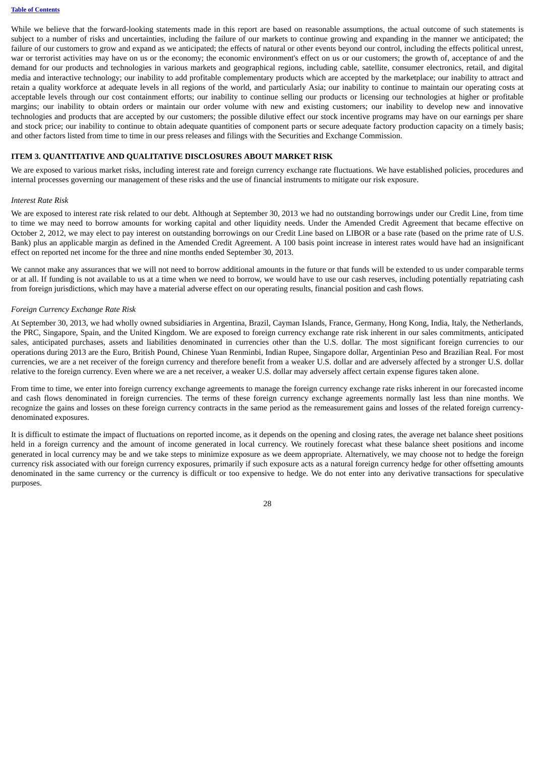While we believe that the forward-looking statements made in this report are based on reasonable assumptions, the actual outcome of such statements is subject to a number of risks and uncertainties, including the failure of our markets to continue growing and expanding in the manner we anticipated; the failure of our customers to grow and expand as we anticipated; the effects of natural or other events beyond our control, including the effects political unrest, war or terrorist activities may have on us or the economy; the economic environment's effect on us or our customers; the growth of, acceptance of and the demand for our products and technologies in various markets and geographical regions, including cable, satellite, consumer electronics, retail, and digital media and interactive technology; our inability to add profitable complementary products which are accepted by the marketplace; our inability to attract and retain a quality workforce at adequate levels in all regions of the world, and particularly Asia; our inability to continue to maintain our operating costs at acceptable levels through our cost containment efforts; our inability to continue selling our products or licensing our technologies at higher or profitable margins; our inability to obtain orders or maintain our order volume with new and existing customers; our inability to develop new and innovative technologies and products that are accepted by our customers; the possible dilutive effect our stock incentive programs may have on our earnings per share and stock price; our inability to continue to obtain adequate quantities of component parts or secure adequate factory production capacity on a timely basis; and other factors listed from time to time in our press releases and filings with the Securities and Exchange Commission.

## ITEM 3. QUANTITATIVE AND QUALITATIVE DISCLOSURES ABOUT MARKET RISK

We are exposed to various market risks, including interest rate and foreign currency exchange rate fluctuations. We have established policies, procedures and internal processes governing our management of these risks and the use of financial instruments to mitigate our risk exposure.

*Interest Rate Risk*

We are exposed to interest rate risk related to our debt. Although at September 30, 2013 we had no outstanding borrowings under our Credit Line, from time to time we may need to borrow amounts for working capital and other liquidity needs. Under the Amended Credit Agreement that became effective on October 2, 2012, we may elect to pay interest on outstanding borrowings on our Credit Line based on LIBOR or a base rate (based on the prime rate of U.S. Bank) plus an applicable margin as defined in the Amended Credit Agreement. A 100 basis point increase in interest rates would have had an insignificant effect on reported net income for the three and nine months ended September 30, 2013.

We cannot make any assurances that we will not need to borrow additional amounts in the future or that funds will be extended to us under comparable terms or at all. If funding is not available to us at a time when we need to borrow, we would have to use our cash reserves, including potentially repatriating cash from foreign jurisdictions, which may have a material adverse effect on our operating results, financial position and cash flows.

*Foreign Currency Exchange Rate Risk*

At September 30, 2013, we had wholly owned subsidiaries in Argentina, Brazil, Cayman Islands, France, Germany, Hong Kong, India, Italy, the Netherlands, the PRC, Singapore, Spain, and the United Kingdom. We are exposed to foreign currency exchange rate risk inherent in our sales commitments, anticipated sales, anticipated purchases, assets and liabilities denominated in currencies other than the U.S. dollar. The most significant foreign currencies to our operations during 2013 are the Euro, British Pound, Chinese Yuan Renminbi, Indian Rupee, Singapore dollar, Argentinian Peso and Brazilian Real. For most currencies, we are a net receiver of the foreign currency and therefore benefit from a weaker U.S. dollar and are adversely affected by a stronger U.S. dollar relative to the foreign currency. Even where we are a net receiver, a weaker U.S. dollar may adversely affect certain expense figures taken alone.

From time to time, we enter into foreign currency exchange agreements to manage the foreign currency exchange rate risks inherent in our forecasted income and cash flows denominated in foreign currencies. The terms of these foreign currency exchange agreements normally last less than nine months. We recognize the gains and losses on these foreign currency contracts in the same period as the remeasurement gains and losses of the related foreign currency-denominated exposures.

It is difficult to estimate the impact of fluctuations on reported income, as it depends on the opening and closing rates, the average net balance sheet positions held in a foreign currency and the amount of income generated in local currency. We routinely forecast what these balance sheet positions and income generated in local currency may be and we take steps to minimize exposure as we deem appropriate. Alternatively, we may choose not to hedge the foreign currency risk associated with our foreign currency exposures, primarily if such exposure acts as a natural foreign currency hedge for other offsetting amounts denominated in the same currency or the currency is difficult or too expensive to hedge. We do not enter into any derivative transactions for speculative purposes.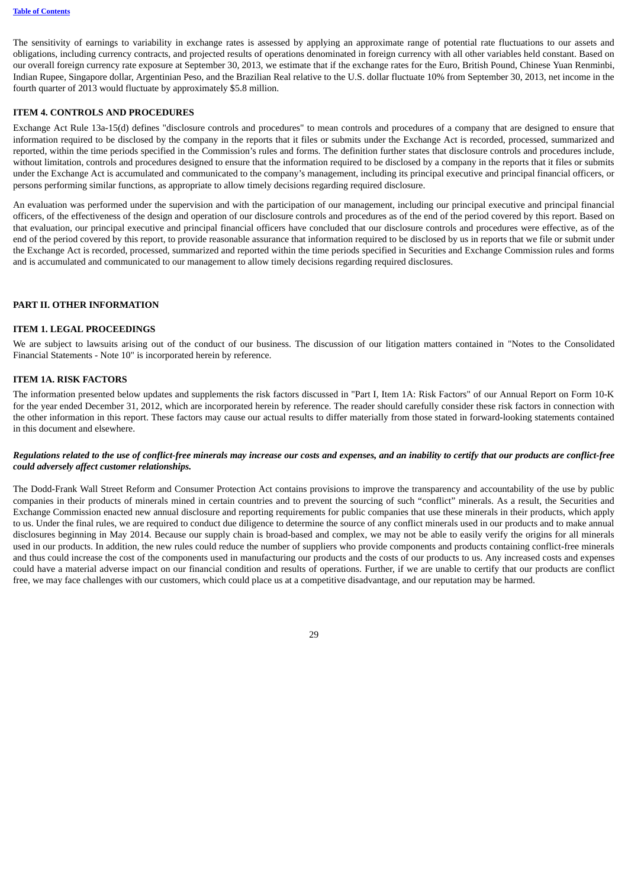The sensitivity of earnings to variability in exchange rates is assessed by applying an approximate range of potential rate fluctuations to our assets and obligations, including currency contracts, and projected results of operations denominated in foreign currency with all other variables held constant. Based on our overall foreign currency rate exposure at September 30, 2013, we estimate that if the exchange rates for the Euro, British Pound, Chinese Yuan Renminbi, Indian Rupee, Singapore dollar, Argentinian Peso, and the Brazilian Real relative to the U.S. dollar fluctuate 10% from September 30, 2013, net income in the fourth quarter of 2013 would fluctuate by approximately $5.8 million.

## ITEM 4. CONTROLS AND PROCEDURES

Exchange Act Rule 13a-15(d) defines "disclosure controls and procedures" to mean controls and procedures of a company that are designed to ensure that information required to be disclosed by the company in the reports that it files or submits under the Exchange Act is recorded, processed, summarized and reported, within the time periods specified in the Commission's rules and forms. The definition further states that disclosure controls and procedures include, without limitation, controls and procedures designed to ensure that the information required to be disclosed by a company in the reports that it files or submits under the Exchange Act is accumulated and communicated to the company's management, including its principal executive and principal financial officers, or persons performing similar functions, as appropriate to allow timely decisions regarding required disclosure.

An evaluation was performed under the supervision and with the participation of our management, including our principal executive and principal financial officers, of the effectiveness of the design and operation of our disclosure controls and procedures as of the end of the period covered by this report. Based on that evaluation, our principal executive and principal financial officers have concluded that our disclosure controls and procedures were effective, as of the end of the period covered by this report, to provide reasonable assurance that information required to be disclosed by us in reports that we file or submit under the Exchange Act is recorded, processed, summarized and reported within the time periods specified in Securities and Exchange Commission rules and forms and is accumulated and communicated to our management to allow timely decisions regarding required disclosures.

# PART II. OTHER INFORMATION

## ITEM 1. LEGAL PROCEEDINGS

We are subject to lawsuits arising out of the conduct of our business. The discussion of our litigation matters contained in "Notes to the Consolidated Financial Statements - Note 10" is incorporated herein by reference.

## ITEM 1A. RISK FACTORS

The information presented below updates and supplements the risk factors discussed in "Part I, Item 1A: Risk Factors" of our Annual Report on Form 10-K for the year ended December 31, 2012, which are incorporated herein by reference. The reader should carefully consider these risk factors in connection with the other information in this report. These factors may cause our actual results to differ materially from those stated in forward-looking statements contained in this document and elsewhere.

***Regulations related to the use of conflict-free minerals may increase our costs and expenses, and an inability to certify that our products are conflict-free could adversely affect customer relationships.***

The Dodd-Frank Wall Street Reform and Consumer Protection Act contains provisions to improve the transparency and accountability of the use by public companies in their products of minerals mined in certain countries and to prevent the sourcing of such "conflict" minerals. As a result, the Securities and Exchange Commission enacted new annual disclosure and reporting requirements for public companies that use these minerals in their products, which apply to us. Under the final rules, we are required to conduct due diligence to determine the source of any conflict minerals used in our products and to make annual disclosures beginning in May 2014. Because our supply chain is broad-based and complex, we may not be able to easily verify the origins for all minerals used in our products. In addition, the new rules could reduce the number of suppliers who provide components and products containing conflict-free minerals and thus could increase the cost of the components used in manufacturing our products and the costs of our products to us. Any increased costs and expenses could have a material adverse impact on our financial condition and results of operations. Further, if we are unable to certify that our products are conflict free, we may face challenges with our customers, which could place us at a competitive disadvantage, and our reputation may be harmed.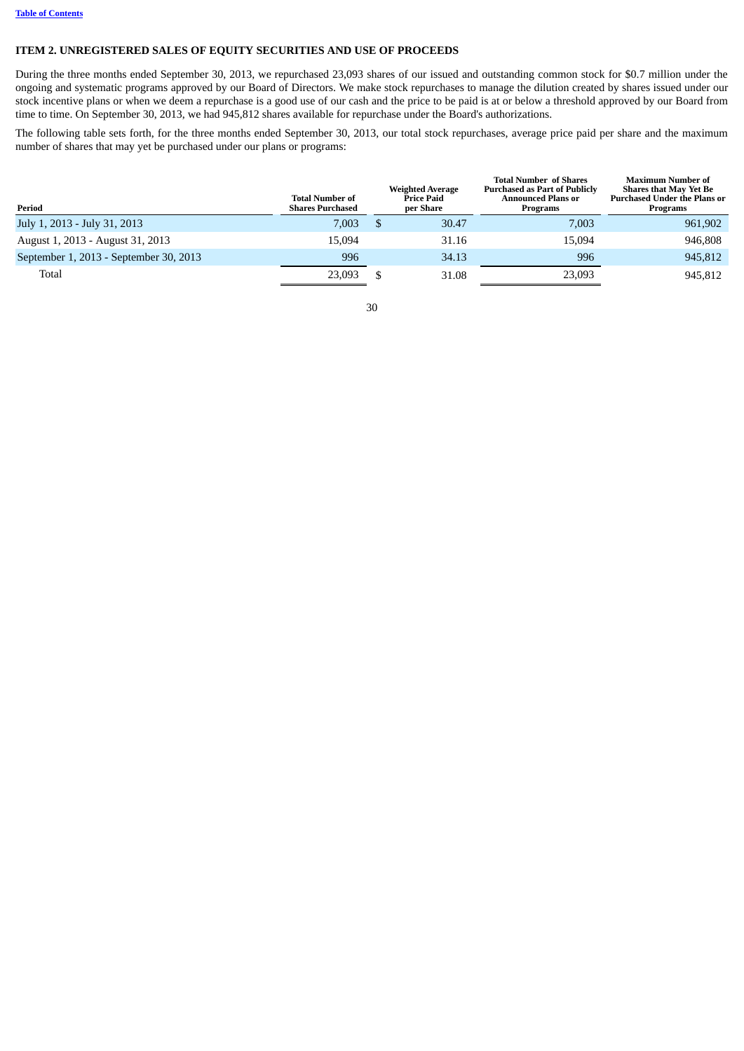[Table of Contents](#)

### ITEM 2. UNREGISTERED SALES OF EQUITY SECURITIES AND USE OF PROCEEDS

During the three months ended September 30, 2013, we repurchased 23,093 shares of our issued and outstanding common stock for $0.7 million under the ongoing and systematic programs approved by our Board of Directors. We make stock repurchases to manage the dilution created by shares issued under our stock incentive plans or when we deem a repurchase is a good use of our cash and the price to be paid is at or below a threshold approved by our Board from time to time. On September 30, 2013, we had 945,812 shares available for repurchase under the Board's authorizations.

The following table sets forth, for the three months ended September 30, 2013, our total stock repurchases, average price paid per share and the maximum number of shares that may yet be purchased under our plans or programs:

| Period | Total Number of Shares Purchased | Weighted Average Price Paid per Share | Total Number of Shares Purchased as Part of Publicly Announced Plans or Programs | Maximum Number of Shares that May Yet Be Purchased Under the Plans or Programs |
|---|---|---|---|---|
| July 1, 2013 - July 31, 2013 | 7,003 | $ 30.47 | 7,003 | 961,902 |
| August 1, 2013 - August 31, 2013 | 15,094 | 31.16 | 15,094 | 946,808 |
| September 1, 2013 - September 30, 2013 | 996 | 34.13 | 996 | 945,812 |
| Total | 23,093 | $ 31.08 | 23,093 | 945,812 |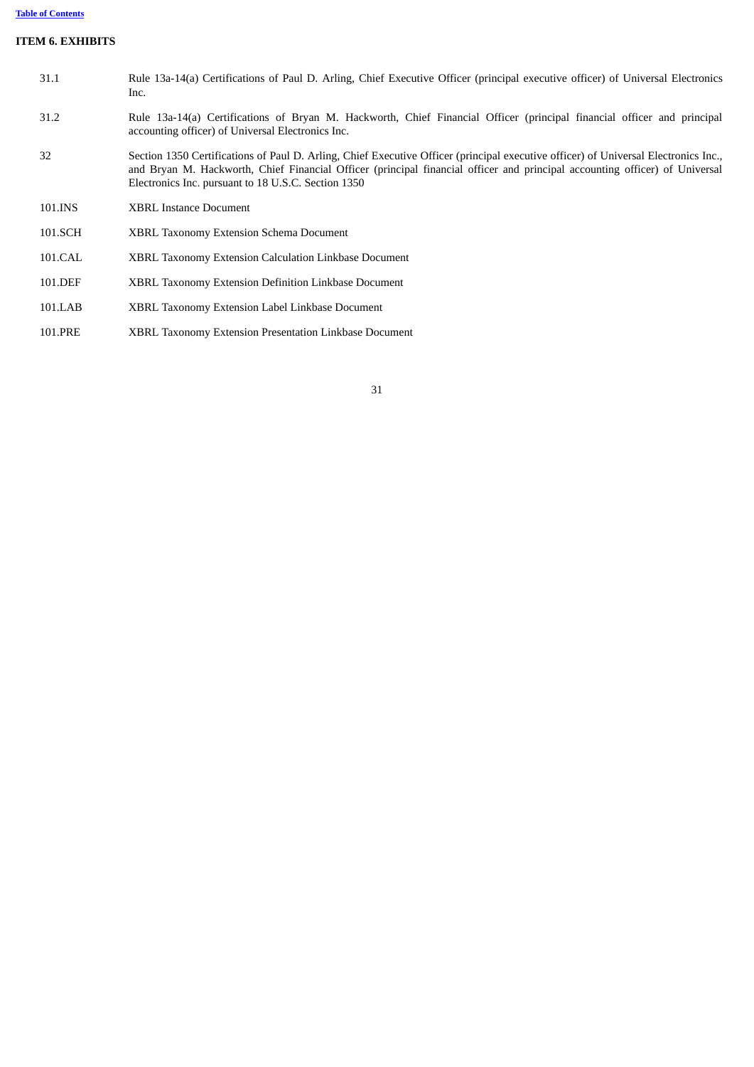## ITEM 6. EXHIBITS

| | |
|---|---|
| 31.1 | Rule 13a-14(a) Certifications of Paul D. Arling, Chief Executive Officer (principal executive officer) of Universal Electronics Inc. |
| 31.2 | Rule 13a-14(a) Certifications of Bryan M. Hackworth, Chief Financial Officer (principal financial officer and principal accounting officer) of Universal Electronics Inc. |
| 32 | Section 1350 Certifications of Paul D. Arling, Chief Executive Officer (principal executive officer) of Universal Electronics Inc., and Bryan M. Hackworth, Chief Financial Officer (principal financial officer and principal accounting officer) of Universal Electronics Inc. pursuant to 18 U.S.C. Section 1350 |
| 101.INS | XBRL Instance Document |
| 101.SCH | XBRL Taxonomy Extension Schema Document |
| 101.CAL | XBRL Taxonomy Extension Calculation Linkbase Document |
| 101.DEF | XBRL Taxonomy Extension Definition Linkbase Document |
| 101.LAB | XBRL Taxonomy Extension Label Linkbase Document |
| 101.PRE | XBRL Taxonomy Extension Presentation Linkbase Document |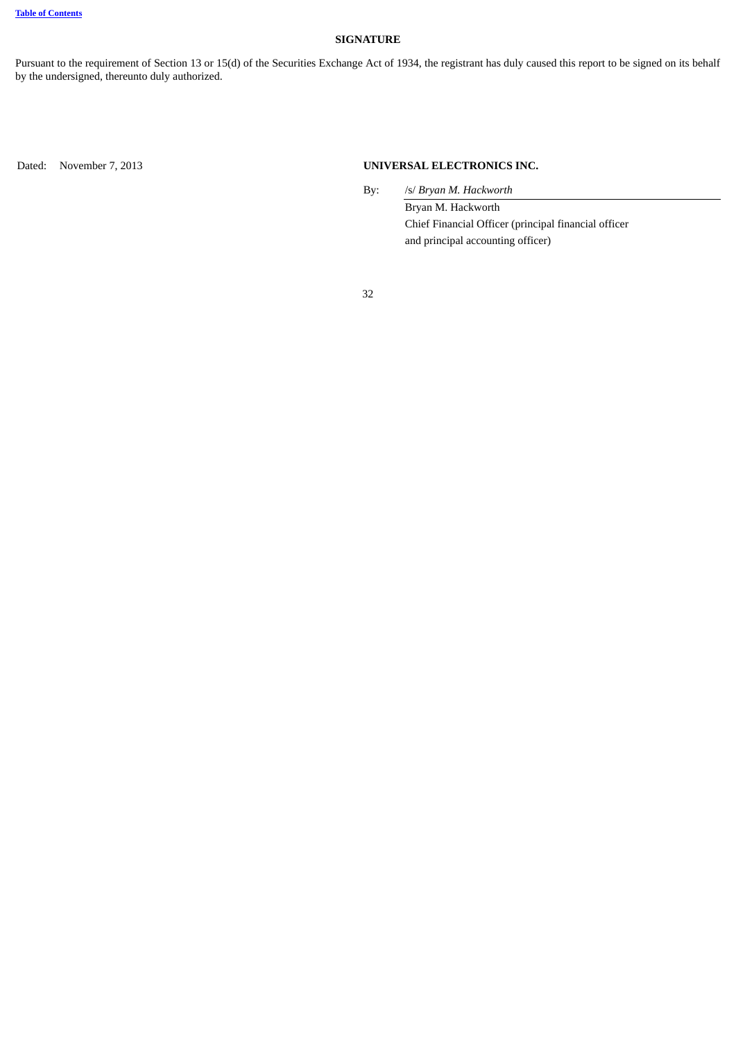## SIGNATURE

Pursuant to the requirement of Section 13 or 15(d) of the Securities Exchange Act of 1934, the registrant has duly caused this report to be signed on its behalf by the undersigned, thereunto duly authorized.

Dated: November 7, 2013

**UNIVERSAL ELECTRONICS INC.**

By: /s/ *Bryan M. Hackworth*

Bryan M. Hackworth
Chief Financial Officer (principal financial officer and principal accounting officer)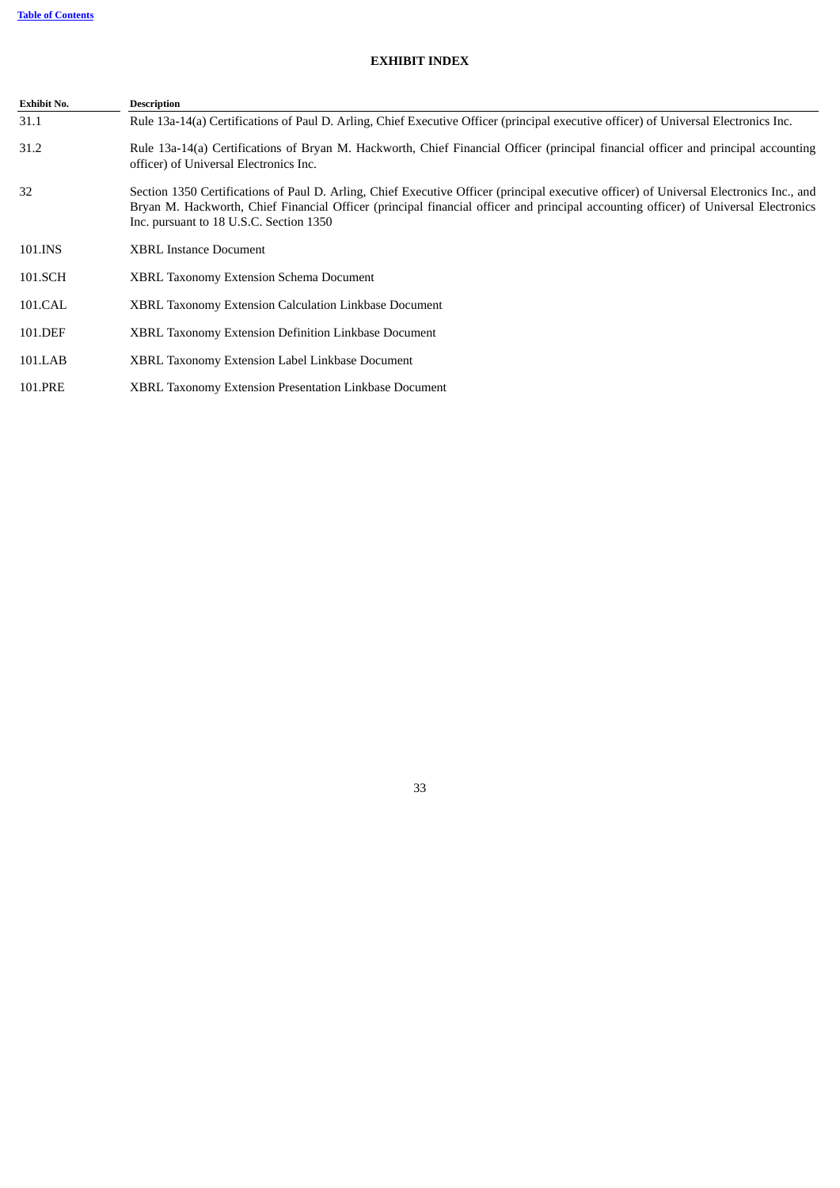# EXHIBIT INDEX

| Exhibit No. | Description |
|---|---|
| 31.1 | Rule 13a-14(a) Certifications of Paul D. Arling, Chief Executive Officer (principal executive officer) of Universal Electronics Inc. |
| 31.2 | Rule 13a-14(a) Certifications of Bryan M. Hackworth, Chief Financial Officer (principal financial officer and principal accounting officer) of Universal Electronics Inc. |
| 32 | Section 1350 Certifications of Paul D. Arling, Chief Executive Officer (principal executive officer) of Universal Electronics Inc., and Bryan M. Hackworth, Chief Financial Officer (principal financial officer and principal accounting officer) of Universal Electronics Inc. pursuant to 18 U.S.C. Section 1350 |
| 101.INS | XBRL Instance Document |
| 101.SCH | XBRL Taxonomy Extension Schema Document |
| 101.CAL | XBRL Taxonomy Extension Calculation Linkbase Document |
| 101.DEF | XBRL Taxonomy Extension Definition Linkbase Document |
| 101.LAB | XBRL Taxonomy Extension Label Linkbase Document |
| 101.PRE | XBRL Taxonomy Extension Presentation Linkbase Document |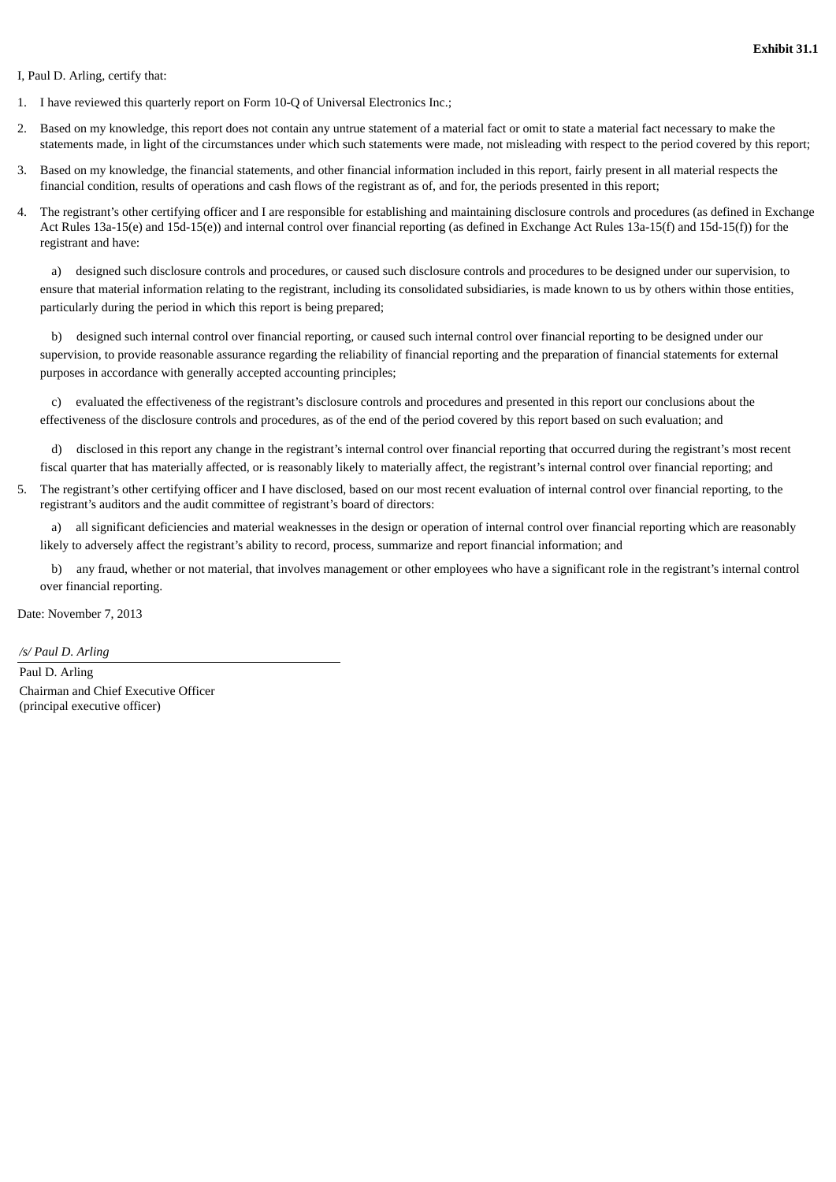**Exhibit 31.1**

I, Paul D. Arling, certify that:

1. I have reviewed this quarterly report on Form 10-Q of Universal Electronics Inc.;
2. Based on my knowledge, this report does not contain any untrue statement of a material fact or omit to state a material fact necessary to make the statements made, in light of the circumstances under which such statements were made, not misleading with respect to the period covered by this report;
3. Based on my knowledge, the financial statements, and other financial information included in this report, fairly present in all material respects the financial condition, results of operations and cash flows of the registrant as of, and for, the periods presented in this report;
4. The registrant's other certifying officer and I are responsible for establishing and maintaining disclosure controls and procedures (as defined in Exchange Act Rules 13a-15(e) and 15d-15(e)) and internal control over financial reporting (as defined in Exchange Act Rules 13a-15(f) and 15d-15(f)) for the registrant and have:

   a) designed such disclosure controls and procedures, or caused such disclosure controls and procedures to be designed under our supervision, to ensure that material information relating to the registrant, including its consolidated subsidiaries, is made known to us by others within those entities, particularly during the period in which this report is being prepared;

   b) designed such internal control over financial reporting, or caused such internal control over financial reporting to be designed under our supervision, to provide reasonable assurance regarding the reliability of financial reporting and the preparation of financial statements for external purposes in accordance with generally accepted accounting principles;

   c) evaluated the effectiveness of the registrant's disclosure controls and procedures and presented in this report our conclusions about the effectiveness of the disclosure controls and procedures, as of the end of the period covered by this report based on such evaluation; and

   d) disclosed in this report any change in the registrant's internal control over financial reporting that occurred during the registrant's most recent fiscal quarter that has materially affected, or is reasonably likely to materially affect, the registrant's internal control over financial reporting; and
5. The registrant's other certifying officer and I have disclosed, based on our most recent evaluation of internal control over financial reporting, to the registrant's auditors and the audit committee of registrant's board of directors:

   a) all significant deficiencies and material weaknesses in the design or operation of internal control over financial reporting which are reasonably likely to adversely affect the registrant's ability to record, process, summarize and report financial information; and

   b) any fraud, whether or not material, that involves management or other employees who have a significant role in the registrant's internal control over financial reporting.

Date: November 7, 2013

*/s/ Paul D. Arling*

Paul D. Arling
Chairman and Chief Executive Officer
(principal executive officer)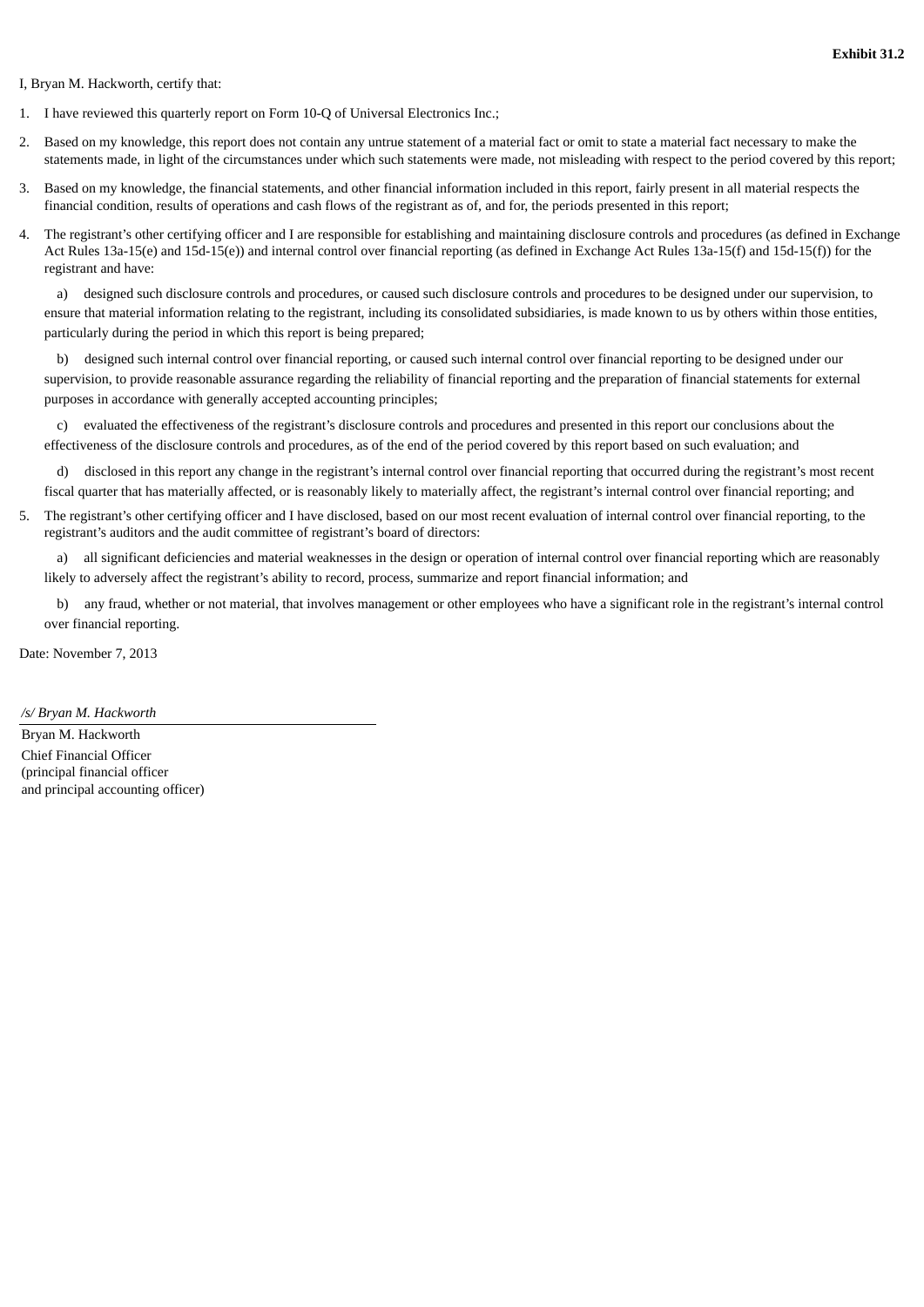**Exhibit 31.2**

I, Bryan M. Hackworth, certify that:

1. I have reviewed this quarterly report on Form 10-Q of Universal Electronics Inc.;

2. Based on my knowledge, this report does not contain any untrue statement of a material fact or omit to state a material fact necessary to make the statements made, in light of the circumstances under which such statements were made, not misleading with respect to the period covered by this report;

3. Based on my knowledge, the financial statements, and other financial information included in this report, fairly present in all material respects the financial condition, results of operations and cash flows of the registrant as of, and for, the periods presented in this report;

4. The registrant's other certifying officer and I are responsible for establishing and maintaining disclosure controls and procedures (as defined in Exchange Act Rules 13a-15(e) and 15d-15(e)) and internal control over financial reporting (as defined in Exchange Act Rules 13a-15(f) and 15d-15(f)) for the registrant and have:

   a) designed such disclosure controls and procedures, or caused such disclosure controls and procedures to be designed under our supervision, to ensure that material information relating to the registrant, including its consolidated subsidiaries, is made known to us by others within those entities, particularly during the period in which this report is being prepared;

   b) designed such internal control over financial reporting, or caused such internal control over financial reporting to be designed under our supervision, to provide reasonable assurance regarding the reliability of financial reporting and the preparation of financial statements for external purposes in accordance with generally accepted accounting principles;

   c) evaluated the effectiveness of the registrant's disclosure controls and procedures and presented in this report our conclusions about the effectiveness of the disclosure controls and procedures, as of the end of the period covered by this report based on such evaluation; and

   d) disclosed in this report any change in the registrant's internal control over financial reporting that occurred during the registrant's most recent fiscal quarter that has materially affected, or is reasonably likely to materially affect, the registrant's internal control over financial reporting; and

5. The registrant's other certifying officer and I have disclosed, based on our most recent evaluation of internal control over financial reporting, to the registrant's auditors and the audit committee of registrant's board of directors:

   a) all significant deficiencies and material weaknesses in the design or operation of internal control over financial reporting which are reasonably likely to adversely affect the registrant's ability to record, process, summarize and report financial information; and

   b) any fraud, whether or not material, that involves management or other employees who have a significant role in the registrant's internal control over financial reporting.

Date: November 7, 2013

*/s/ Bryan M. Hackworth*

Bryan M. Hackworth
Chief Financial Officer
(principal financial officer
and principal accounting officer)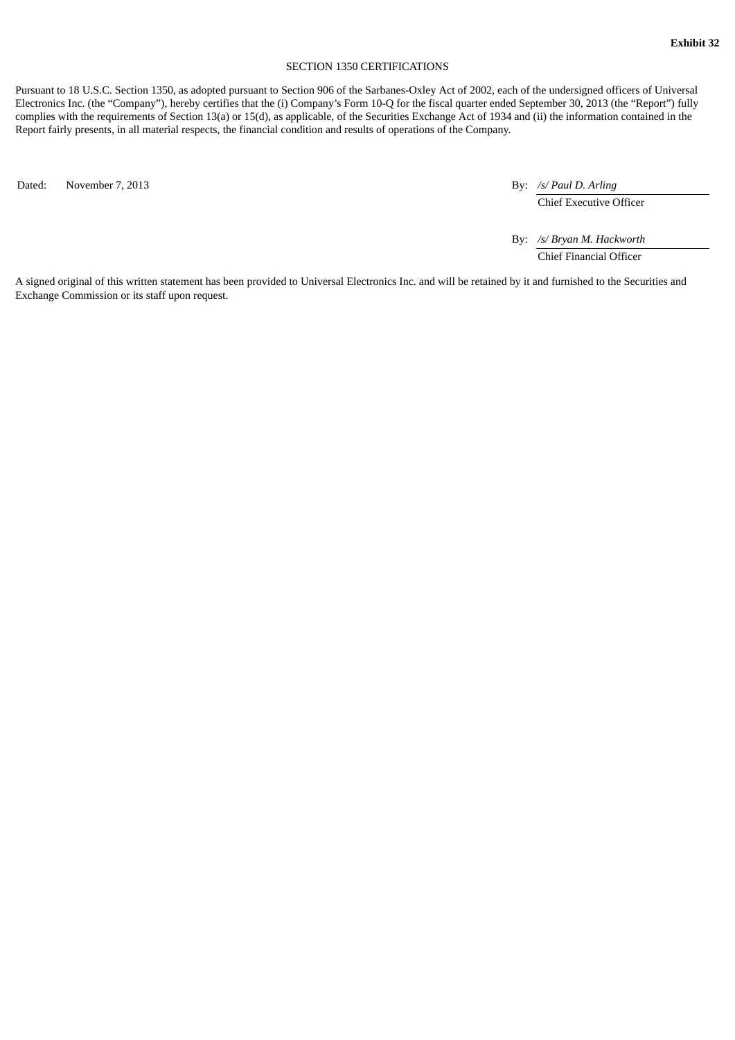**Exhibit 32**

SECTION 1350 CERTIFICATIONS

Pursuant to 18 U.S.C. Section 1350, as adopted pursuant to Section 906 of the Sarbanes-Oxley Act of 2002, each of the undersigned officers of Universal Electronics Inc. (the “Company”), hereby certifies that the (i) Company’s Form 10-Q for the fiscal quarter ended September 30, 2013 (the “Report”) fully complies with the requirements of Section 13(a) or 15(d), as applicable, of the Securities Exchange Act of 1934 and (ii) the information contained in the Report fairly presents, in all material respects, the financial condition and results of operations of the Company.

Dated: November 7, 2013

By: */s/ Paul D. Arling*
Chief Executive Officer

By: */s/ Bryan M. Hackworth*
Chief Financial Officer

A signed original of this written statement has been provided to Universal Electronics Inc. and will be retained by it and furnished to the Securities and Exchange Commission or its staff upon request.